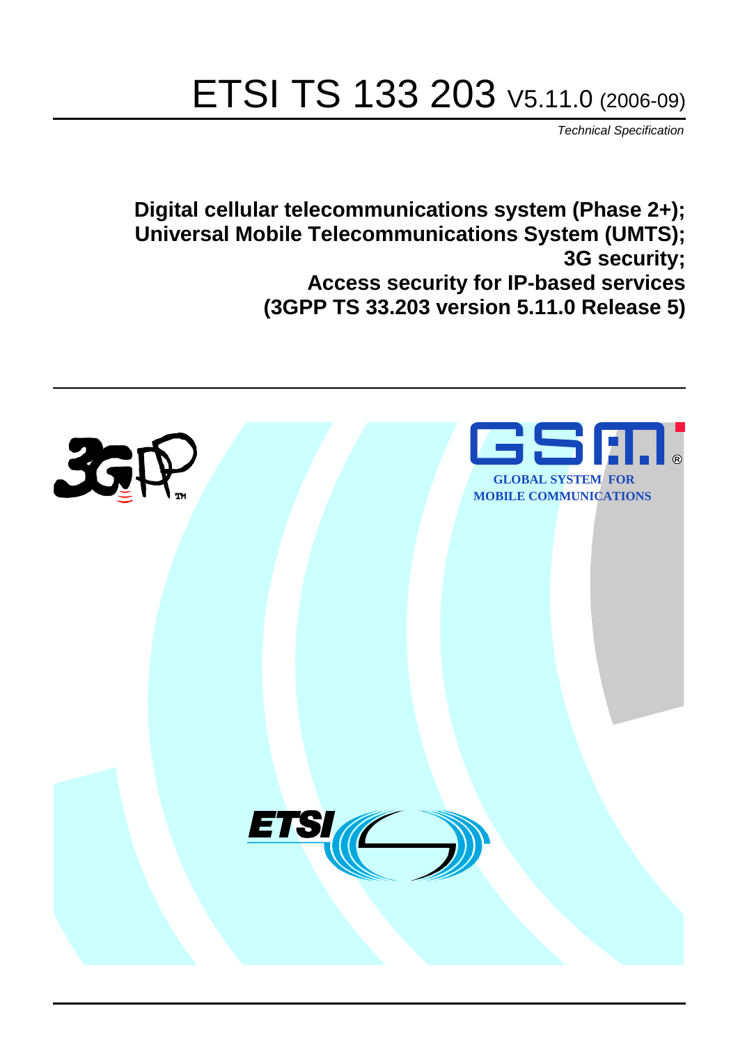# ETSI TS 133 203 V5.11.0 (2006-09)

*Technical Specification*

**Digital cellular telecommunications system (Phase 2+);**
**Universal Mobile Telecommunications System (UMTS);**
**3G security;**
**Access security for IP-based services**
**(3GPP TS 33.203 version 5.11.0 Release 5)**

GLOBAL SYSTEM FOR MOBILE COMMUNICATIONS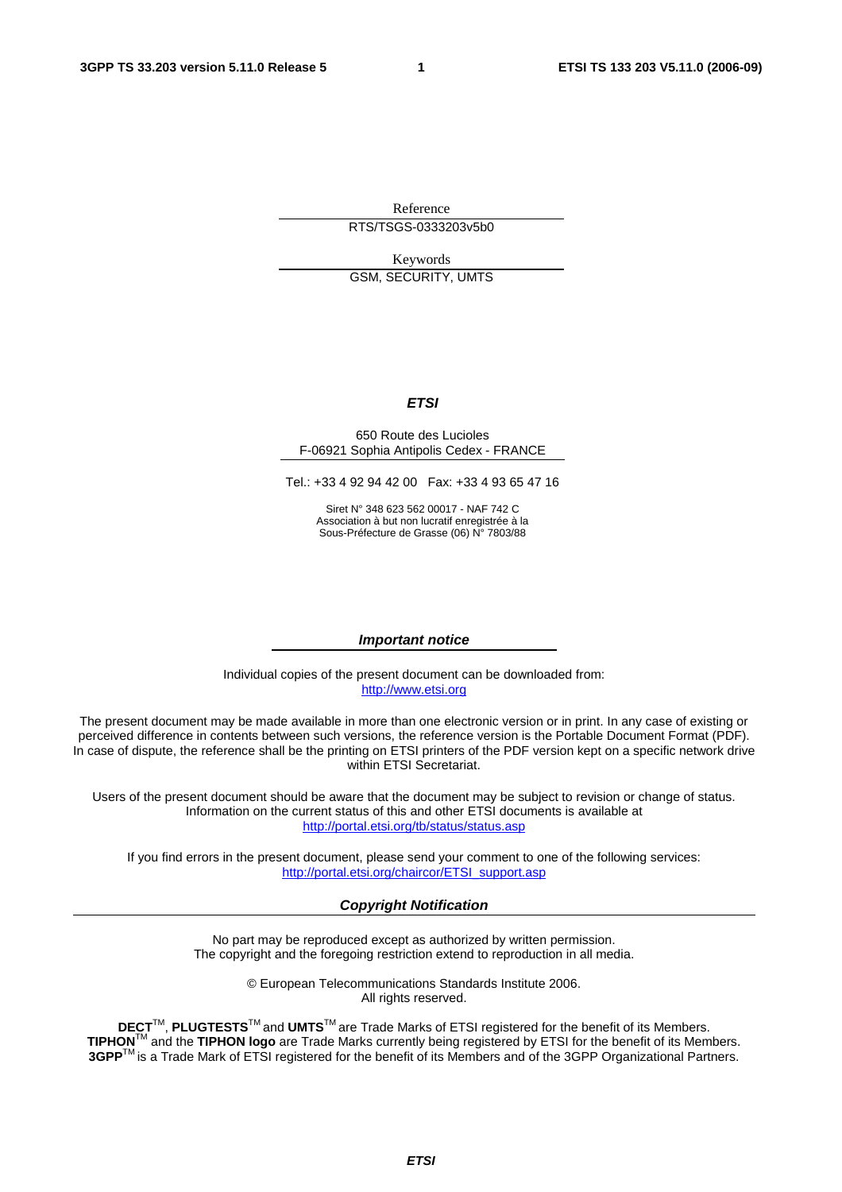Reference

RTS/TSGS-0333203v5b0

Keywords

GSM, SECURITY, UMTS

***ETSI***

650 Route des Lucioles
F-06921 Sophia Antipolis Cedex - FRANCE

Tel.: +33 4 92 94 42 00 Fax: +33 4 93 65 47 16

Siret N° 348 623 562 00017 - NAF 742 C
Association à but non lucratif enregistrée à la
Sous-Préfecture de Grasse (06) N° 7803/88

***Important notice***

Individual copies of the present document can be downloaded from:
http://www.etsi.org

The present document may be made available in more than one electronic version or in print. In any case of existing or perceived difference in contents between such versions, the reference version is the Portable Document Format (PDF). In case of dispute, the reference shall be the printing on ETSI printers of the PDF version kept on a specific network drive within ETSI Secretariat.

Users of the present document should be aware that the document may be subject to revision or change of status. Information on the current status of this and other ETSI documents is available at
http://portal.etsi.org/tb/status/status.asp

If you find errors in the present document, please send your comment to one of the following services:
http://portal.etsi.org/chaircor/ETSI_support.asp

***Copyright Notification***

No part may be reproduced except as authorized by written permission.
The copyright and the foregoing restriction extend to reproduction in all media.

© European Telecommunications Standards Institute 2006.
All rights reserved.

**DECT**TM, **PLUGTESTS**TM and **UMTS**TM are Trade Marks of ETSI registered for the benefit of its Members.
**TIPHON**TM and the **TIPHON logo** are Trade Marks currently being registered by ETSI for the benefit of its Members.
**3GPP**TM is a Trade Mark of ETSI registered for the benefit of its Members and of the 3GPP Organizational Partners.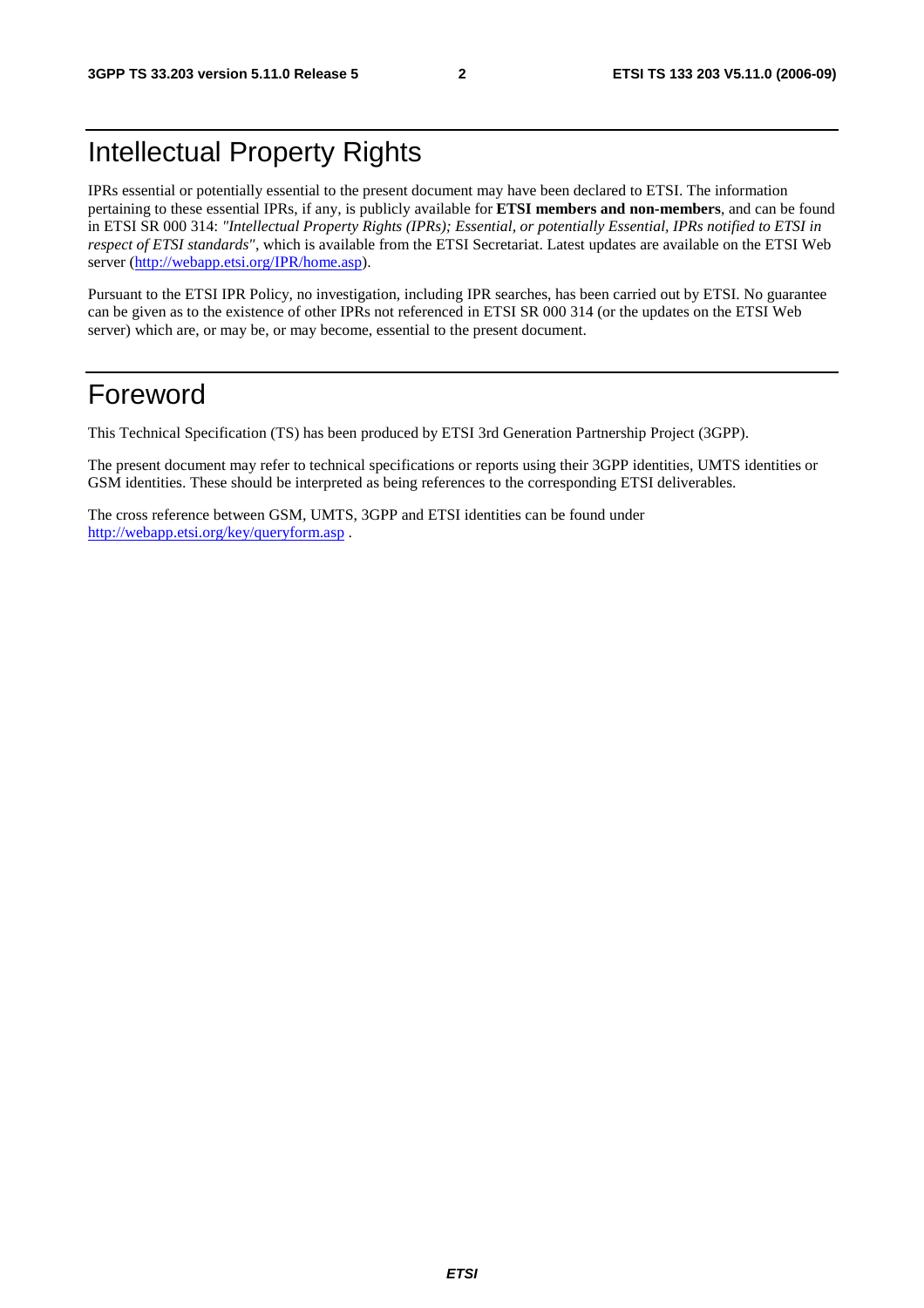# Intellectual Property Rights

IPRs essential or potentially essential to the present document may have been declared to ETSI. The information pertaining to these essential IPRs, if any, is publicly available for **ETSI members and non-members**, and can be found in ETSI SR 000 314: *"Intellectual Property Rights (IPRs); Essential, or potentially Essential, IPRs notified to ETSI in respect of ETSI standards"*, which is available from the ETSI Secretariat. Latest updates are available on the ETSI Web server (http://webapp.etsi.org/IPR/home.asp).

Pursuant to the ETSI IPR Policy, no investigation, including IPR searches, has been carried out by ETSI. No guarantee can be given as to the existence of other IPRs not referenced in ETSI SR 000 314 (or the updates on the ETSI Web server) which are, or may be, or may become, essential to the present document.

# Foreword

This Technical Specification (TS) has been produced by ETSI 3rd Generation Partnership Project (3GPP).

The present document may refer to technical specifications or reports using their 3GPP identities, UMTS identities or GSM identities. These should be interpreted as being references to the corresponding ETSI deliverables.

The cross reference between GSM, UMTS, 3GPP and ETSI identities can be found under http://webapp.etsi.org/key/queryform.asp .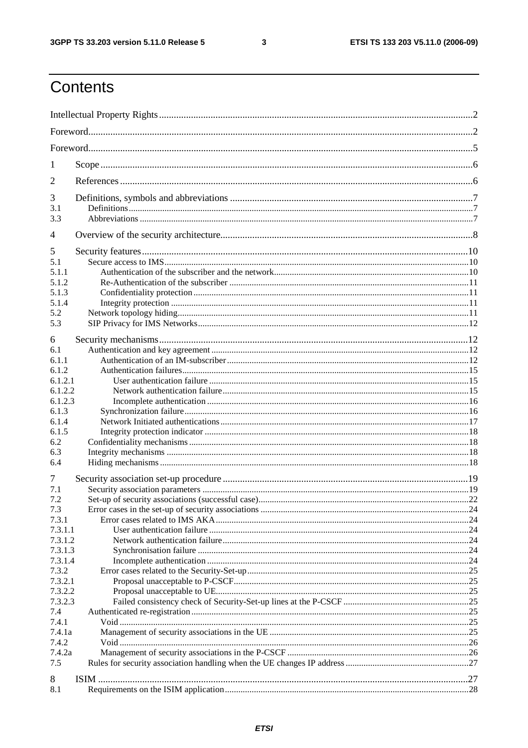# Contents

Intellectual Property Rights ..... 2
Foreword ..... 2
Foreword ..... 5
1 Scope ..... 6
2 References ..... 6
3 Definitions, symbols and abbreviations ..... 7
3.1 Definitions ..... 7
3.3 Abbreviations ..... 7
4 Overview of the security architecture ..... 8
5 Security features ..... 10
5.1 Secure access to IMS ..... 10
5.1.1 Authentication of the subscriber and the network ..... 10
5.1.2 Re-Authentication of the subscriber ..... 11
5.1.3 Confidentiality protection ..... 11
5.1.4 Integrity protection ..... 11
5.2 Network topology hiding ..... 11
5.3 SIP Privacy for IMS Networks ..... 12
6 Security mechanisms ..... 12
6.1 Authentication and key agreement ..... 12
6.1.1 Authentication of an IM-subscriber ..... 12
6.1.2 Authentication failures ..... 15
6.1.2.1 User authentication failure ..... 15
6.1.2.2 Network authentication failure ..... 15
6.1.2.3 Incomplete authentication ..... 16
6.1.3 Synchronization failure ..... 16
6.1.4 Network Initiated authentications ..... 17
6.1.5 Integrity protection indicator ..... 18
6.2 Confidentiality mechanisms ..... 18
6.3 Integrity mechanisms ..... 18
6.4 Hiding mechanisms ..... 18
7 Security association set-up procedure ..... 19
7.1 Security association parameters ..... 19
7.2 Set-up of security associations (successful case) ..... 22
7.3 Error cases in the set-up of security associations ..... 24
7.3.1 Error cases related to IMS AKA ..... 24
7.3.1.1 User authentication failure ..... 24
7.3.1.2 Network authentication failure ..... 24
7.3.1.3 Synchronisation failure ..... 24
7.3.1.4 Incomplete authentication ..... 24
7.3.2 Error cases related to the Security-Set-up ..... 25
7.3.2.1 Proposal unacceptable to P-CSCF ..... 25
7.3.2.2 Proposal unacceptable to UE ..... 25
7.3.2.3 Failed consistency check of Security-Set-up lines at the P-CSCF ..... 25
7.4 Authenticated re-registration ..... 25
7.4.1 Void ..... 25
7.4.1a Management of security associations in the UE ..... 25
7.4.2 Void ..... 26
7.4.2a Management of security associations in the P-CSCF ..... 26
7.5 Rules for security association handling when the UE changes IP address ..... 27
8 ISIM ..... 27
8.1 Requirements on the ISIM application ..... 28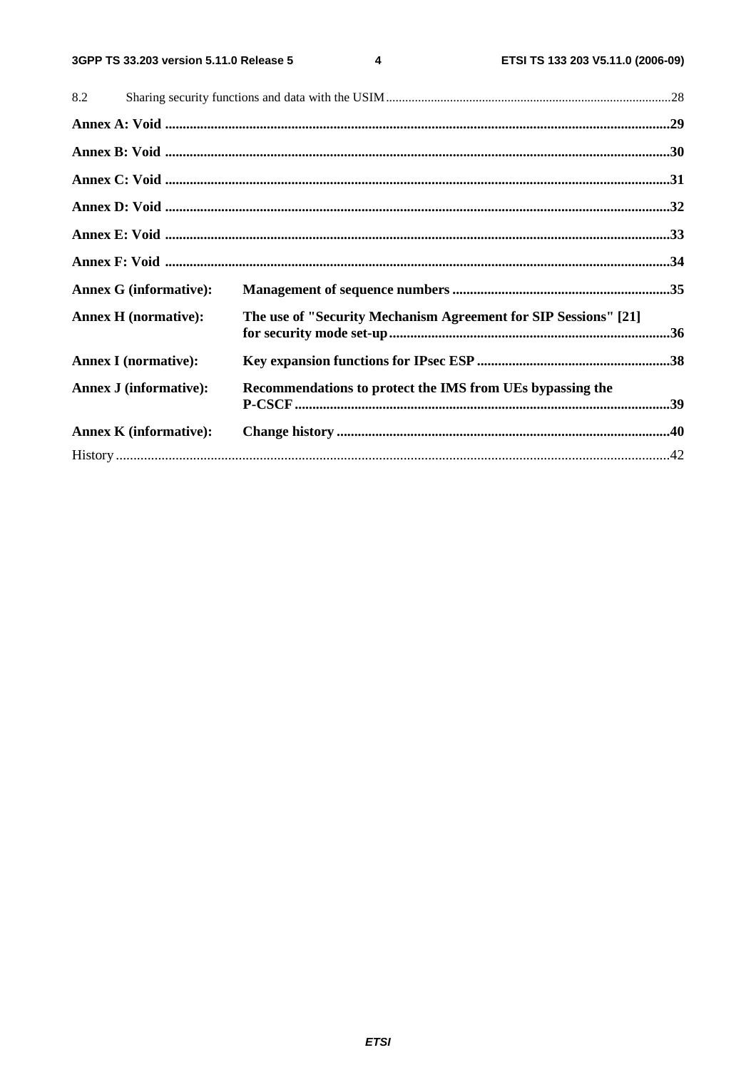8.2 Sharing security functions and data with the USIM ........................................................................................28

**Annex A: Void ..............................................................................................................................................29**

**Annex B: Void ..............................................................................................................................................30**

**Annex C: Void ..............................................................................................................................................31**

**Annex D: Void ..............................................................................................................................................32**

**Annex E: Void ..............................................................................................................................................33**

**Annex F: Void ..............................................................................................................................................34**

**Annex G (informative): Management of sequence numbers ..............................................................35**

**Annex H (normative): The use of "Security Mechanism Agreement for SIP Sessions" [21] for security mode set-up................................................................................36**

**Annex I (normative): Key expansion functions for IPsec ESP .......................................................38**

**Annex J (informative): Recommendations to protect the IMS from UEs bypassing the P-CSCF...........................................................................................................39**

**Annex K (informative): Change history ..............................................................................................40**

History ..............................................................................................................................................................42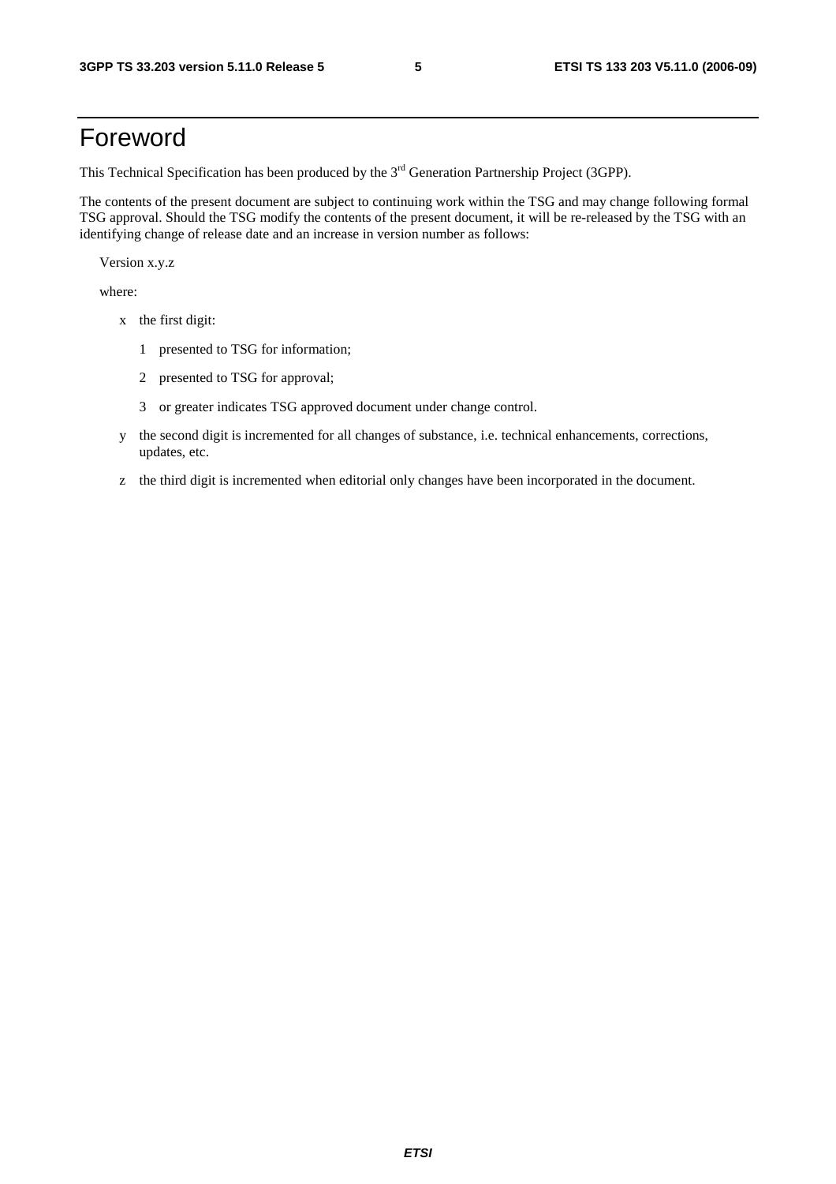# Foreword

This Technical Specification has been produced by the 3rd Generation Partnership Project (3GPP).

The contents of the present document are subject to continuing work within the TSG and may change following formal TSG approval. Should the TSG modify the contents of the present document, it will be re-released by the TSG with an identifying change of release date and an increase in version number as follows:

Version x.y.z

where:

- x the first digit:
  - 1 presented to TSG for information;
  - 2 presented to TSG for approval;
  - 3 or greater indicates TSG approved document under change control.
- y the second digit is incremented for all changes of substance, i.e. technical enhancements, corrections, updates, etc.
- z the third digit is incremented when editorial only changes have been incorporated in the document.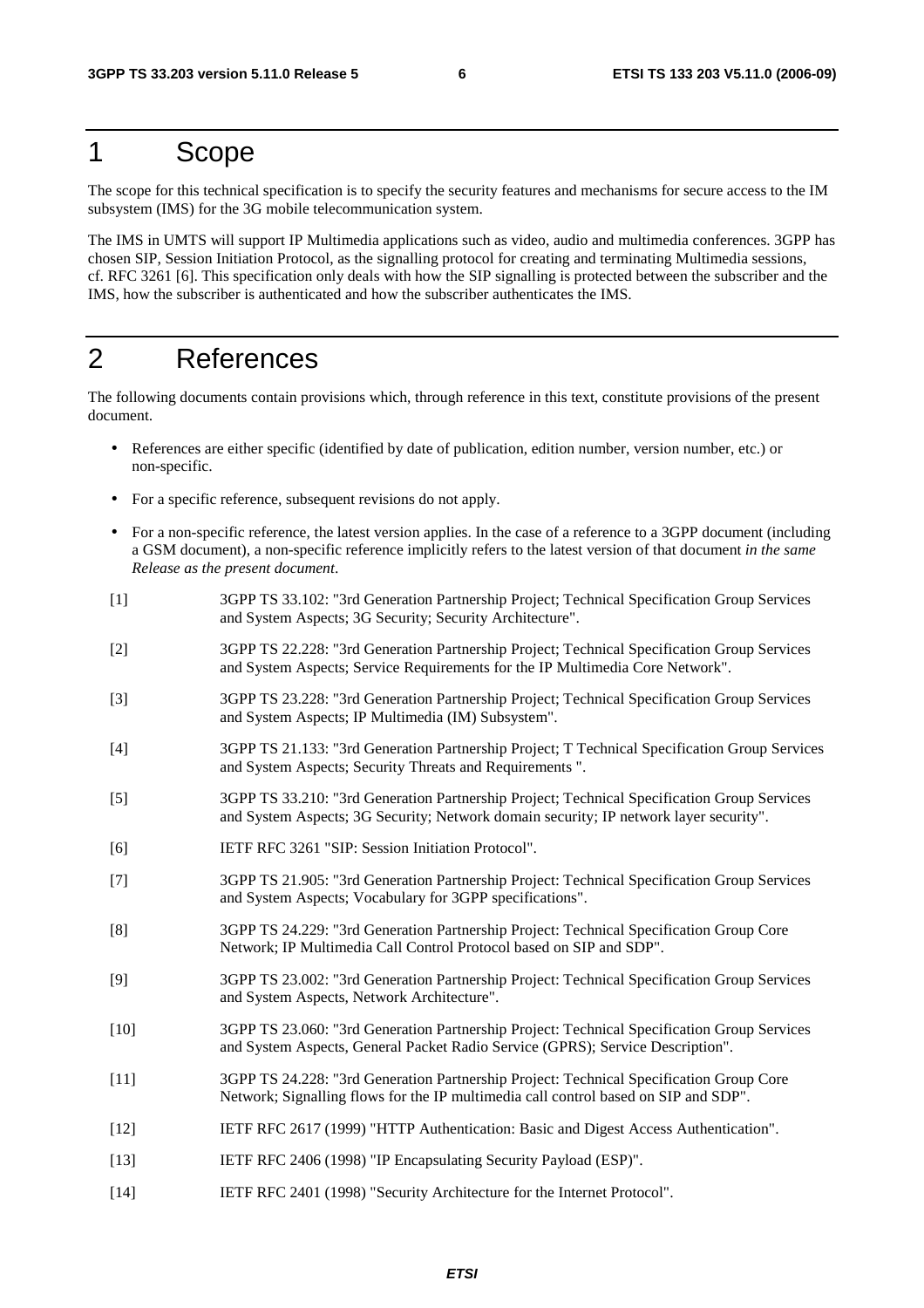# 1 Scope

The scope for this technical specification is to specify the security features and mechanisms for secure access to the IM subsystem (IMS) for the 3G mobile telecommunication system.

The IMS in UMTS will support IP Multimedia applications such as video, audio and multimedia conferences. 3GPP has chosen SIP, Session Initiation Protocol, as the signalling protocol for creating and terminating Multimedia sessions, cf. RFC 3261 [6]. This specification only deals with how the SIP signalling is protected between the subscriber and the IMS, how the subscriber is authenticated and how the subscriber authenticates the IMS.

# 2 References

The following documents contain provisions which, through reference in this text, constitute provisions of the present document.

- References are either specific (identified by date of publication, edition number, version number, etc.) or non-specific.
- For a specific reference, subsequent revisions do not apply.
- For a non-specific reference, the latest version applies. In the case of a reference to a 3GPP document (including a GSM document), a non-specific reference implicitly refers to the latest version of that document *in the same Release as the present document*.

[1] 3GPP TS 33.102: "3rd Generation Partnership Project; Technical Specification Group Services and System Aspects; 3G Security; Security Architecture".

[2] 3GPP TS 22.228: "3rd Generation Partnership Project; Technical Specification Group Services and System Aspects; Service Requirements for the IP Multimedia Core Network".

[3] 3GPP TS 23.228: "3rd Generation Partnership Project; Technical Specification Group Services and System Aspects; IP Multimedia (IM) Subsystem".

[4] 3GPP TS 21.133: "3rd Generation Partnership Project; T Technical Specification Group Services and System Aspects; Security Threats and Requirements ".

[5] 3GPP TS 33.210: "3rd Generation Partnership Project; Technical Specification Group Services and System Aspects; 3G Security; Network domain security; IP network layer security".

[6] IETF RFC 3261 "SIP: Session Initiation Protocol".

[7] 3GPP TS 21.905: "3rd Generation Partnership Project: Technical Specification Group Services and System Aspects; Vocabulary for 3GPP specifications".

[8] 3GPP TS 24.229: "3rd Generation Partnership Project: Technical Specification Group Core Network; IP Multimedia Call Control Protocol based on SIP and SDP".

[9] 3GPP TS 23.002: "3rd Generation Partnership Project: Technical Specification Group Services and System Aspects, Network Architecture".

[10] 3GPP TS 23.060: "3rd Generation Partnership Project: Technical Specification Group Services and System Aspects, General Packet Radio Service (GPRS); Service Description".

[11] 3GPP TS 24.228: "3rd Generation Partnership Project: Technical Specification Group Core Network; Signalling flows for the IP multimedia call control based on SIP and SDP".

[12] IETF RFC 2617 (1999) "HTTP Authentication: Basic and Digest Access Authentication".

[13] IETF RFC 2406 (1998) "IP Encapsulating Security Payload (ESP)".

[14] IETF RFC 2401 (1998) "Security Architecture for the Internet Protocol".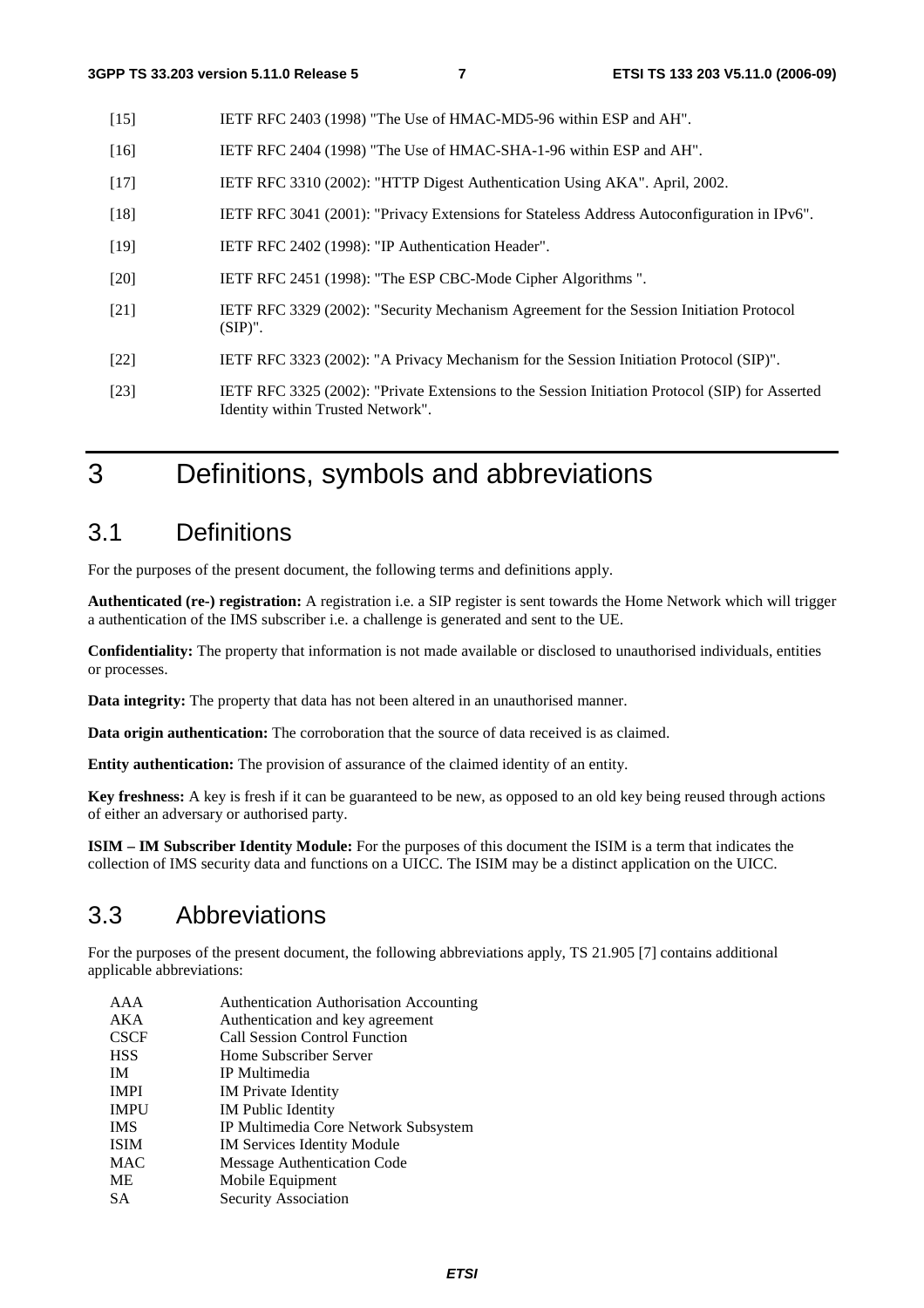[15] IETF RFC 2403 (1998) "The Use of HMAC-MD5-96 within ESP and AH".

[16] IETF RFC 2404 (1998) "The Use of HMAC-SHA-1-96 within ESP and AH".

[17] IETF RFC 3310 (2002): "HTTP Digest Authentication Using AKA". April, 2002.

[18] IETF RFC 3041 (2001): "Privacy Extensions for Stateless Address Autoconfiguration in IPv6".

[19] IETF RFC 2402 (1998): "IP Authentication Header".

[20] IETF RFC 2451 (1998): "The ESP CBC-Mode Cipher Algorithms ".

[21] IETF RFC 3329 (2002): "Security Mechanism Agreement for the Session Initiation Protocol (SIP)".

[22] IETF RFC 3323 (2002): "A Privacy Mechanism for the Session Initiation Protocol (SIP)".

[23] IETF RFC 3325 (2002): "Private Extensions to the Session Initiation Protocol (SIP) for Asserted Identity within Trusted Network".

# 3 Definitions, symbols and abbreviations

## 3.1 Definitions

For the purposes of the present document, the following terms and definitions apply.

**Authenticated (re-) registration:** A registration i.e. a SIP register is sent towards the Home Network which will trigger a authentication of the IMS subscriber i.e. a challenge is generated and sent to the UE.

**Confidentiality:** The property that information is not made available or disclosed to unauthorised individuals, entities or processes.

**Data integrity:** The property that data has not been altered in an unauthorised manner.

**Data origin authentication:** The corroboration that the source of data received is as claimed.

**Entity authentication:** The provision of assurance of the claimed identity of an entity.

**Key freshness:** A key is fresh if it can be guaranteed to be new, as opposed to an old key being reused through actions of either an adversary or authorised party.

**ISIM – IM Subscriber Identity Module:** For the purposes of this document the ISIM is a term that indicates the collection of IMS security data and functions on a UICC. The ISIM may be a distinct application on the UICC.

## 3.3 Abbreviations

For the purposes of the present document, the following abbreviations apply, TS 21.905 [7] contains additional applicable abbreviations:

AAA Authentication Authorisation Accounting
AKA Authentication and key agreement
CSCF Call Session Control Function
HSS Home Subscriber Server
IM IP Multimedia
IMPI IM Private Identity
IMPU IM Public Identity
IMS IP Multimedia Core Network Subsystem
ISIM IM Services Identity Module
MAC Message Authentication Code
ME Mobile Equipment
SA Security Association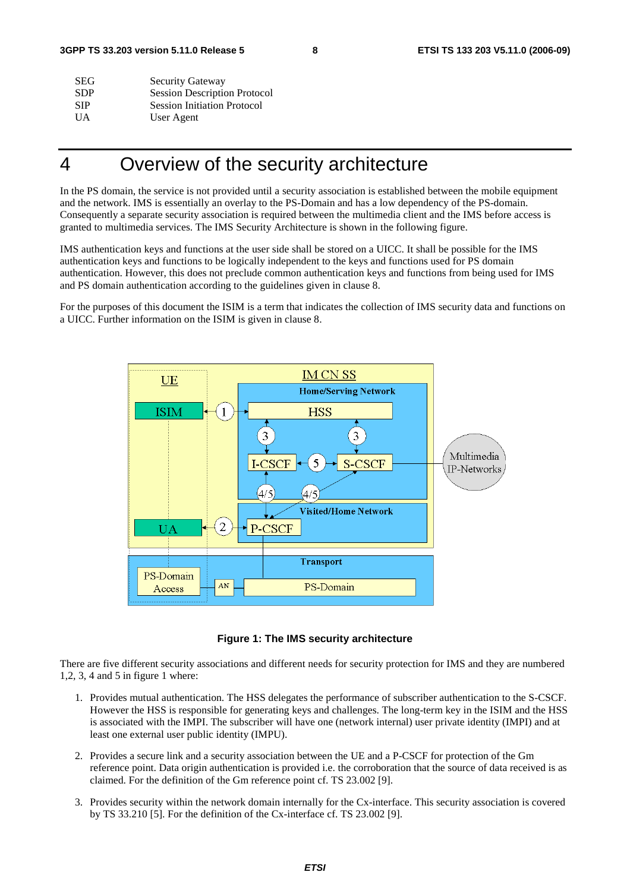| | |
|---|---|
| SEG | Security Gateway |
| SDP | Session Description Protocol |
| SIP | Session Initiation Protocol |
| UA | User Agent |

# 4 Overview of the security architecture

In the PS domain, the service is not provided until a security association is established between the mobile equipment and the network. IMS is essentially an overlay to the PS-Domain and has a low dependency of the PS-domain. Consequently a separate security association is required between the multimedia client and the IMS before access is granted to multimedia services. The IMS Security Architecture is shown in the following figure.

IMS authentication keys and functions at the user side shall be stored on a UICC. It shall be possible for the IMS authentication keys and functions to be logically independent to the keys and functions used for PS domain authentication. However, this does not preclude common authentication keys and functions from being used for IMS and PS domain authentication according to the guidelines given in clause 8.

For the purposes of this document the ISIM is a term that indicates the collection of IMS security data and functions on a UICC. Further information on the ISIM is given in clause 8.

**Figure 1: The IMS security architecture**

There are five different security associations and different needs for security protection for IMS and they are numbered 1,2, 3, 4 and 5 in figure 1 where:

1. Provides mutual authentication. The HSS delegates the performance of subscriber authentication to the S-CSCF. However the HSS is responsible for generating keys and challenges. The long-term key in the ISIM and the HSS is associated with the IMPI. The subscriber will have one (network internal) user private identity (IMPI) and at least one external user public identity (IMPU).

2. Provides a secure link and a security association between the UE and a P-CSCF for protection of the Gm reference point. Data origin authentication is provided i.e. the corroboration that the source of data received is as claimed. For the definition of the Gm reference point cf. TS 23.002 [9].

3. Provides security within the network domain internally for the Cx-interface. This security association is covered by TS 33.210 [5]. For the definition of the Cx-interface cf. TS 23.002 [9].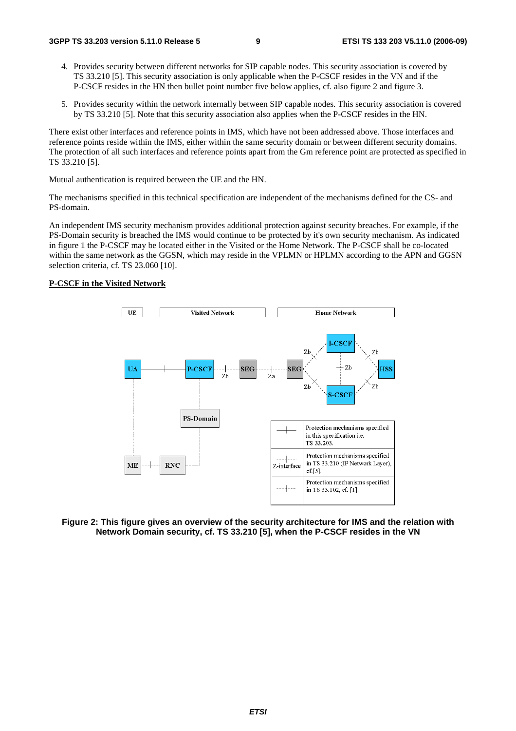4. Provides security between different networks for SIP capable nodes. This security association is covered by TS 33.210 [5]. This security association is only applicable when the P-CSCF resides in the VN and if the P-CSCF resides in the HN then bullet point number five below applies, cf. also figure 2 and figure 3.

5. Provides security within the network internally between SIP capable nodes. This security association is covered by TS 33.210 [5]. Note that this security association also applies when the P-CSCF resides in the HN.

There exist other interfaces and reference points in IMS, which have not been addressed above. Those interfaces and reference points reside within the IMS, either within the same security domain or between different security domains. The protection of all such interfaces and reference points apart from the Gm reference point are protected as specified in TS 33.210 [5].

Mutual authentication is required between the UE and the HN.

The mechanisms specified in this technical specification are independent of the mechanisms defined for the CS- and PS-domain.

An independent IMS security mechanism provides additional protection against security breaches. For example, if the PS-Domain security is breached the IMS would continue to be protected by it's own security mechanism. As indicated in figure 1 the P-CSCF may be located either in the Visited or the Home Network. The P-CSCF shall be co-located within the same network as the GGSN, which may reside in the VPLMN or HPLMN according to the APN and GGSN selection criteria, cf. TS 23.060 [10].

**P-CSCF in the Visited Network**

**Figure 2: This figure gives an overview of the security architecture for IMS and the relation with Network Domain security, cf. TS 33.210 [5], when the P-CSCF resides in the VN**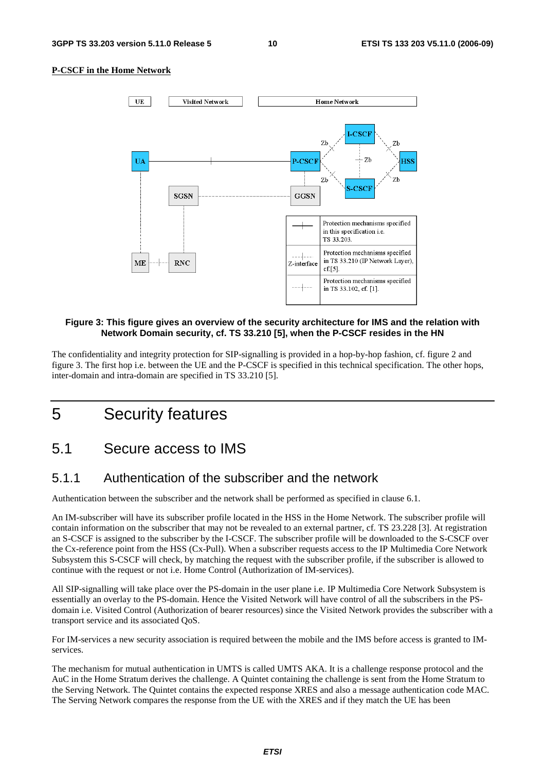**P-CSCF in the Home Network**

**Figure 3: This figure gives an overview of the security architecture for IMS and the relation with Network Domain security, cf. TS 33.210 [5], when the P-CSCF resides in the HN**

The confidentiality and integrity protection for SIP-signalling is provided in a hop-by-hop fashion, cf. figure 2 and figure 3. The first hop i.e. between the UE and the P-CSCF is specified in this technical specification. The other hops, inter-domain and intra-domain are specified in TS 33.210 [5].

# 5 Security features

## 5.1 Secure access to IMS

### 5.1.1 Authentication of the subscriber and the network

Authentication between the subscriber and the network shall be performed as specified in clause 6.1.

An IM-subscriber will have its subscriber profile located in the HSS in the Home Network. The subscriber profile will contain information on the subscriber that may not be revealed to an external partner, cf. TS 23.228 [3]. At registration an S-CSCF is assigned to the subscriber by the I-CSCF. The subscriber profile will be downloaded to the S-CSCF over the Cx-reference point from the HSS (Cx-Pull). When a subscriber requests access to the IP Multimedia Core Network Subsystem this S-CSCF will check, by matching the request with the subscriber profile, if the subscriber is allowed to continue with the request or not i.e. Home Control (Authorization of IM-services).

All SIP-signalling will take place over the PS-domain in the user plane i.e. IP Multimedia Core Network Subsystem is essentially an overlay to the PS-domain. Hence the Visited Network will have control of all the subscribers in the PS-domain i.e. Visited Control (Authorization of bearer resources) since the Visited Network provides the subscriber with a transport service and its associated QoS.

For IM-services a new security association is required between the mobile and the IMS before access is granted to IM-services.

The mechanism for mutual authentication in UMTS is called UMTS AKA. It is a challenge response protocol and the AuC in the Home Stratum derives the challenge. A Quintet containing the challenge is sent from the Home Stratum to the Serving Network. The Quintet contains the expected response XRES and also a message authentication code MAC. The Serving Network compares the response from the UE with the XRES and if they match the UE has been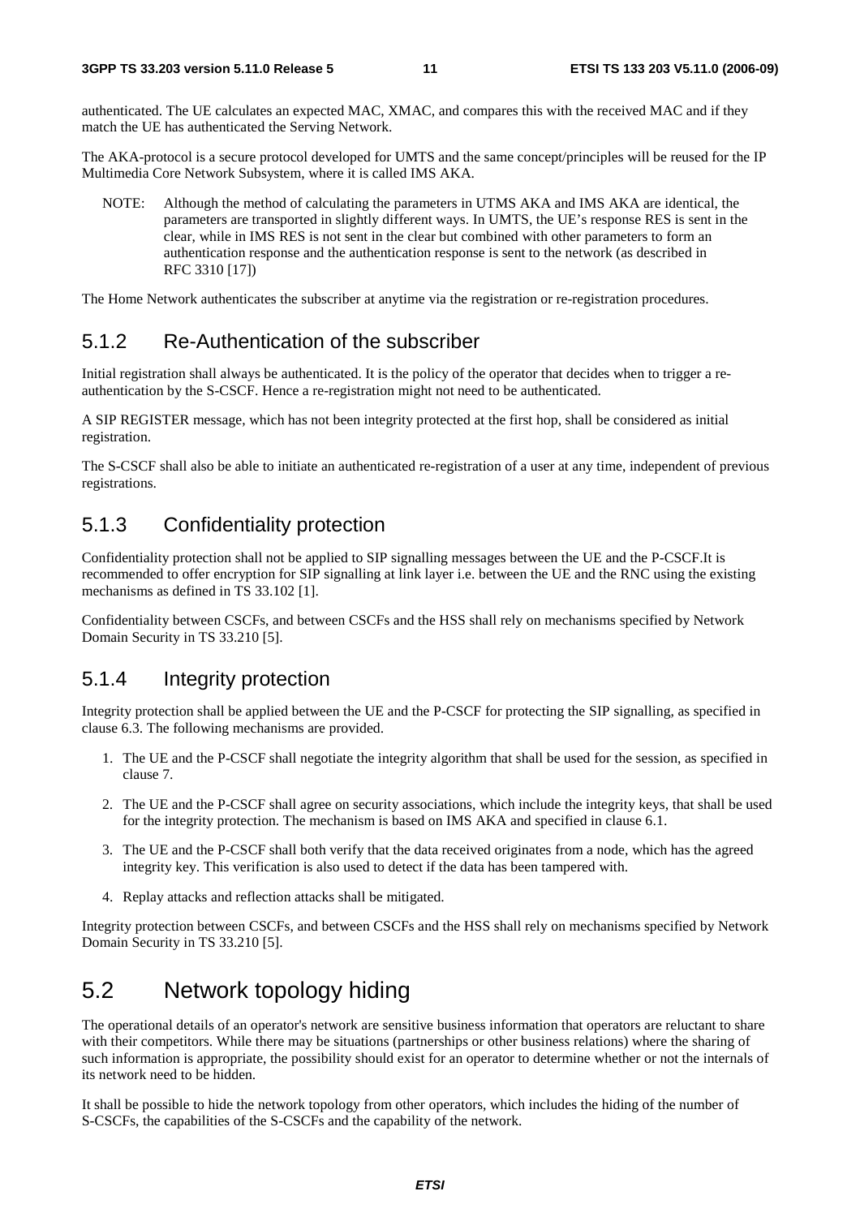authenticated. The UE calculates an expected MAC, XMAC, and compares this with the received MAC and if they match the UE has authenticated the Serving Network.

The AKA-protocol is a secure protocol developed for UMTS and the same concept/principles will be reused for the IP Multimedia Core Network Subsystem, where it is called IMS AKA.

NOTE: Although the method of calculating the parameters in UTMS AKA and IMS AKA are identical, the parameters are transported in slightly different ways. In UMTS, the UE's response RES is sent in the clear, while in IMS RES is not sent in the clear but combined with other parameters to form an authentication response and the authentication response is sent to the network (as described in RFC 3310 [17])

The Home Network authenticates the subscriber at anytime via the registration or re-registration procedures.

### 5.1.2 Re-Authentication of the subscriber

Initial registration shall always be authenticated. It is the policy of the operator that decides when to trigger a re-authentication by the S-CSCF. Hence a re-registration might not need to be authenticated.

A SIP REGISTER message, which has not been integrity protected at the first hop, shall be considered as initial registration.

The S-CSCF shall also be able to initiate an authenticated re-registration of a user at any time, independent of previous registrations.

### 5.1.3 Confidentiality protection

Confidentiality protection shall not be applied to SIP signalling messages between the UE and the P-CSCF.It is recommended to offer encryption for SIP signalling at link layer i.e. between the UE and the RNC using the existing mechanisms as defined in TS 33.102 [1].

Confidentiality between CSCFs, and between CSCFs and the HSS shall rely on mechanisms specified by Network Domain Security in TS 33.210 [5].

### 5.1.4 Integrity protection

Integrity protection shall be applied between the UE and the P-CSCF for protecting the SIP signalling, as specified in clause 6.3. The following mechanisms are provided.

1. The UE and the P-CSCF shall negotiate the integrity algorithm that shall be used for the session, as specified in clause 7.
2. The UE and the P-CSCF shall agree on security associations, which include the integrity keys, that shall be used for the integrity protection. The mechanism is based on IMS AKA and specified in clause 6.1.
3. The UE and the P-CSCF shall both verify that the data received originates from a node, which has the agreed integrity key. This verification is also used to detect if the data has been tampered with.
4. Replay attacks and reflection attacks shall be mitigated.

Integrity protection between CSCFs, and between CSCFs and the HSS shall rely on mechanisms specified by Network Domain Security in TS 33.210 [5].

## 5.2 Network topology hiding

The operational details of an operator's network are sensitive business information that operators are reluctant to share with their competitors. While there may be situations (partnerships or other business relations) where the sharing of such information is appropriate, the possibility should exist for an operator to determine whether or not the internals of its network need to be hidden.

It shall be possible to hide the network topology from other operators, which includes the hiding of the number of S-CSCFs, the capabilities of the S-CSCFs and the capability of the network.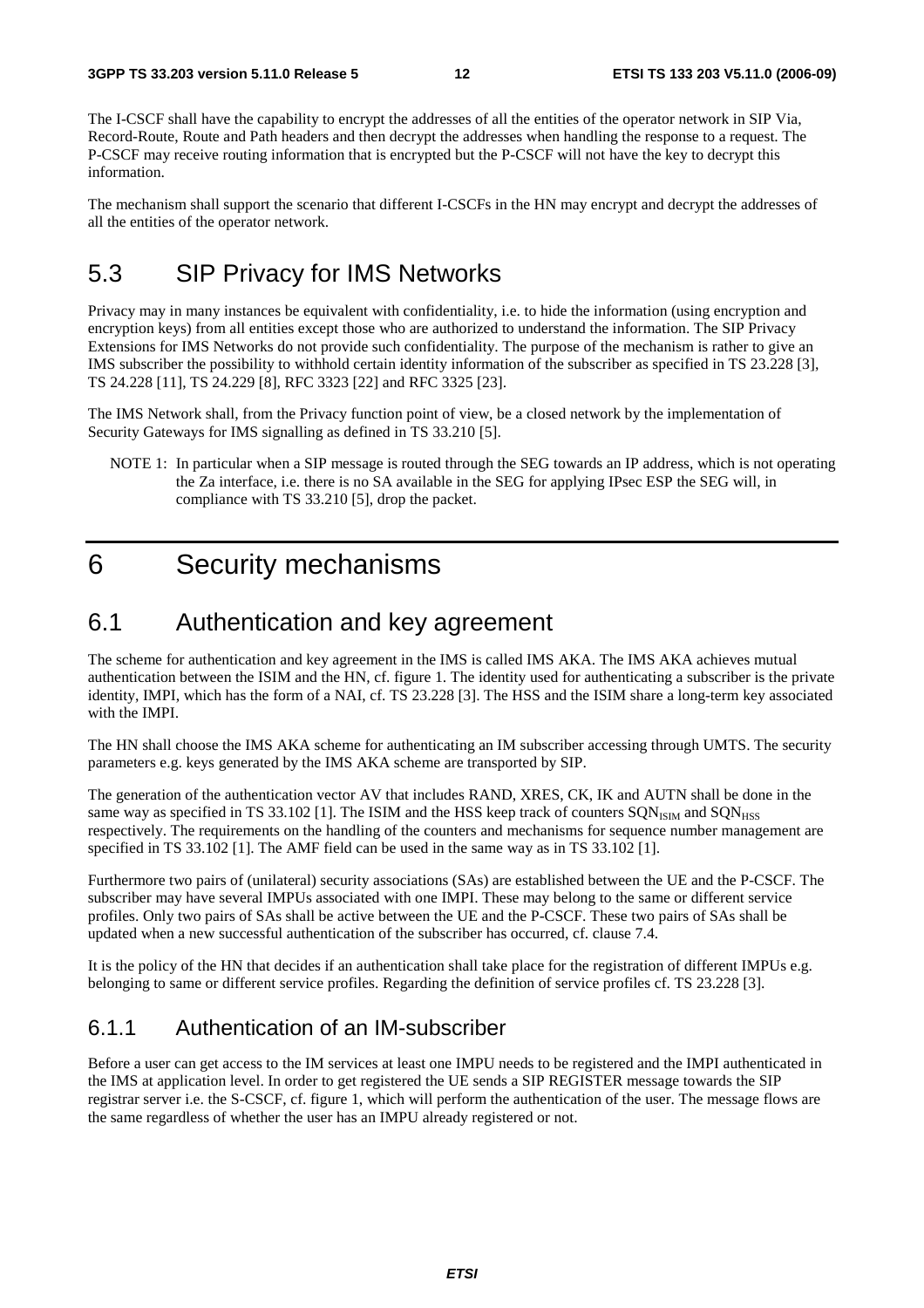The I-CSCF shall have the capability to encrypt the addresses of all the entities of the operator network in SIP Via, Record-Route, Route and Path headers and then decrypt the addresses when handling the response to a request. The P-CSCF may receive routing information that is encrypted but the P-CSCF will not have the key to decrypt this information.

The mechanism shall support the scenario that different I-CSCFs in the HN may encrypt and decrypt the addresses of all the entities of the operator network.

## 5.3 SIP Privacy for IMS Networks

Privacy may in many instances be equivalent with confidentiality, i.e. to hide the information (using encryption and encryption keys) from all entities except those who are authorized to understand the information. The SIP Privacy Extensions for IMS Networks do not provide such confidentiality. The purpose of the mechanism is rather to give an IMS subscriber the possibility to withhold certain identity information of the subscriber as specified in TS 23.228 [3], TS 24.228 [11], TS 24.229 [8], RFC 3323 [22] and RFC 3325 [23].

The IMS Network shall, from the Privacy function point of view, be a closed network by the implementation of Security Gateways for IMS signalling as defined in TS 33.210 [5].

NOTE 1: In particular when a SIP message is routed through the SEG towards an IP address, which is not operating the Za interface, i.e. there is no SA available in the SEG for applying IPsec ESP the SEG will, in compliance with TS 33.210 [5], drop the packet.

# 6 Security mechanisms

## 6.1 Authentication and key agreement

The scheme for authentication and key agreement in the IMS is called IMS AKA. The IMS AKA achieves mutual authentication between the ISIM and the HN, cf. figure 1. The identity used for authenticating a subscriber is the private identity, IMPI, which has the form of a NAI, cf. TS 23.228 [3]. The HSS and the ISIM share a long-term key associated with the IMPI.

The HN shall choose the IMS AKA scheme for authenticating an IM subscriber accessing through UMTS. The security parameters e.g. keys generated by the IMS AKA scheme are transported by SIP.

The generation of the authentication vector AV that includes RAND, XRES, CK, IK and AUTN shall be done in the same way as specified in TS 33.102 [1]. The ISIM and the HSS keep track of counters $SQN_{ISIM}$ and $SQN_{HSS}$ respectively. The requirements on the handling of the counters and mechanisms for sequence number management are specified in TS 33.102 [1]. The AMF field can be used in the same way as in TS 33.102 [1].

Furthermore two pairs of (unilateral) security associations (SAs) are established between the UE and the P-CSCF. The subscriber may have several IMPUs associated with one IMPI. These may belong to the same or different service profiles. Only two pairs of SAs shall be active between the UE and the P-CSCF. These two pairs of SAs shall be updated when a new successful authentication of the subscriber has occurred, cf. clause 7.4.

It is the policy of the HN that decides if an authentication shall take place for the registration of different IMPUs e.g. belonging to same or different service profiles. Regarding the definition of service profiles cf. TS 23.228 [3].

### 6.1.1 Authentication of an IM-subscriber

Before a user can get access to the IM services at least one IMPU needs to be registered and the IMPI authenticated in the IMS at application level. In order to get registered the UE sends a SIP REGISTER message towards the SIP registrar server i.e. the S-CSCF, cf. figure 1, which will perform the authentication of the user. The message flows are the same regardless of whether the user has an IMPU already registered or not.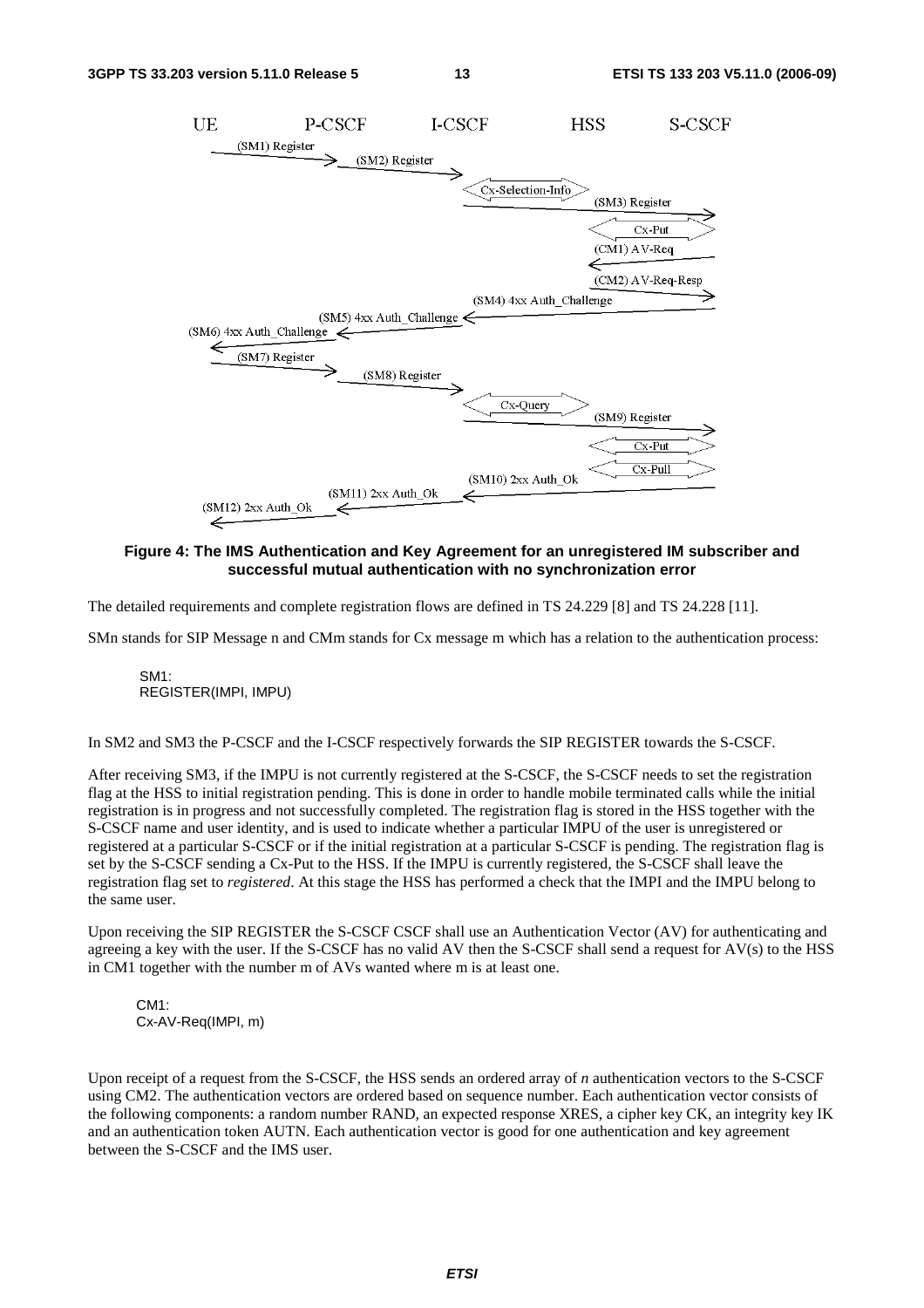**Figure 4: The IMS Authentication and Key Agreement for an unregistered IM subscriber and successful mutual authentication with no synchronization error**

The detailed requirements and complete registration flows are defined in TS 24.229 [8] and TS 24.228 [11].

SMn stands for SIP Message n and CMm stands for Cx message m which has a relation to the authentication process:

SM1:
REGISTER(IMPI, IMPU)

In SM2 and SM3 the P-CSCF and the I-CSCF respectively forwards the SIP REGISTER towards the S-CSCF.

After receiving SM3, if the IMPU is not currently registered at the S-CSCF, the S-CSCF needs to set the registration flag at the HSS to initial registration pending. This is done in order to handle mobile terminated calls while the initial registration is in progress and not successfully completed. The registration flag is stored in the HSS together with the S-CSCF name and user identity, and is used to indicate whether a particular IMPU of the user is unregistered or registered at a particular S-CSCF or if the initial registration at a particular S-CSCF is pending. The registration flag is set by the S-CSCF sending a Cx-Put to the HSS. If the IMPU is currently registered, the S-CSCF shall leave the registration flag set to *registered*. At this stage the HSS has performed a check that the IMPI and the IMPU belong to the same user.

Upon receiving the SIP REGISTER the S-CSCF CSCF shall use an Authentication Vector (AV) for authenticating and agreeing a key with the user. If the S-CSCF has no valid AV then the S-CSCF shall send a request for AV(s) to the HSS in CM1 together with the number m of AVs wanted where m is at least one.

CM1:
Cx-AV-Req(IMPI, m)

Upon receipt of a request from the S-CSCF, the HSS sends an ordered array of *n* authentication vectors to the S-CSCF using CM2. The authentication vectors are ordered based on sequence number. Each authentication vector consists of the following components: a random number RAND, an expected response XRES, a cipher key CK, an integrity key IK and an authentication token AUTN. Each authentication vector is good for one authentication and key agreement between the S-CSCF and the IMS user.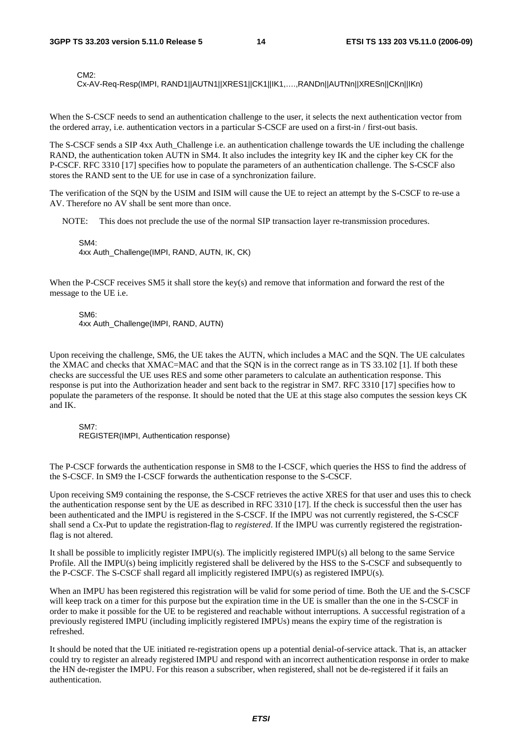CM2:
Cx-AV-Req-Resp(IMPI, RAND1||AUTN1||XRES1||CK1||IK1,….,RANDn||AUTNn||XRESn||CKn||IKn)

When the S-CSCF needs to send an authentication challenge to the user, it selects the next authentication vector from the ordered array, i.e. authentication vectors in a particular S-CSCF are used on a first-in / first-out basis.

The S-CSCF sends a SIP 4xx Auth_Challenge i.e. an authentication challenge towards the UE including the challenge RAND, the authentication token AUTN in SM4. It also includes the integrity key IK and the cipher key CK for the P-CSCF. RFC 3310 [17] specifies how to populate the parameters of an authentication challenge. The S-CSCF also stores the RAND sent to the UE for use in case of a synchronization failure.

The verification of the SQN by the USIM and ISIM will cause the UE to reject an attempt by the S-CSCF to re-use a AV. Therefore no AV shall be sent more than once.

NOTE: This does not preclude the use of the normal SIP transaction layer re-transmission procedures.

SM4:
4xx Auth_Challenge(IMPI, RAND, AUTN, IK, CK)

When the P-CSCF receives SM5 it shall store the key(s) and remove that information and forward the rest of the message to the UE i.e.

SM6:
4xx Auth_Challenge(IMPI, RAND, AUTN)

Upon receiving the challenge, SM6, the UE takes the AUTN, which includes a MAC and the SQN. The UE calculates the XMAC and checks that XMAC=MAC and that the SQN is in the correct range as in TS 33.102 [1]. If both these checks are successful the UE uses RES and some other parameters to calculate an authentication response. This response is put into the Authorization header and sent back to the registrar in SM7. RFC 3310 [17] specifies how to populate the parameters of the response. It should be noted that the UE at this stage also computes the session keys CK and IK.

SM7:
REGISTER(IMPI, Authentication response)

The P-CSCF forwards the authentication response in SM8 to the I-CSCF, which queries the HSS to find the address of the S-CSCF. In SM9 the I-CSCF forwards the authentication response to the S-CSCF.

Upon receiving SM9 containing the response, the S-CSCF retrieves the active XRES for that user and uses this to check the authentication response sent by the UE as described in RFC 3310 [17]. If the check is successful then the user has been authenticated and the IMPU is registered in the S-CSCF. If the IMPU was not currently registered, the S-CSCF shall send a Cx-Put to update the registration-flag to *registered*. If the IMPU was currently registered the registration-flag is not altered.

It shall be possible to implicitly register IMPU(s). The implicitly registered IMPU(s) all belong to the same Service Profile. All the IMPU(s) being implicitly registered shall be delivered by the HSS to the S-CSCF and subsequently to the P-CSCF. The S-CSCF shall regard all implicitly registered IMPU(s) as registered IMPU(s).

When an IMPU has been registered this registration will be valid for some period of time. Both the UE and the S-CSCF will keep track on a timer for this purpose but the expiration time in the UE is smaller than the one in the S-CSCF in order to make it possible for the UE to be registered and reachable without interruptions. A successful registration of a previously registered IMPU (including implicitly registered IMPUs) means the expiry time of the registration is refreshed.

It should be noted that the UE initiated re-registration opens up a potential denial-of-service attack. That is, an attacker could try to register an already registered IMPU and respond with an incorrect authentication response in order to make the HN de-register the IMPU. For this reason a subscriber, when registered, shall not be de-registered if it fails an authentication.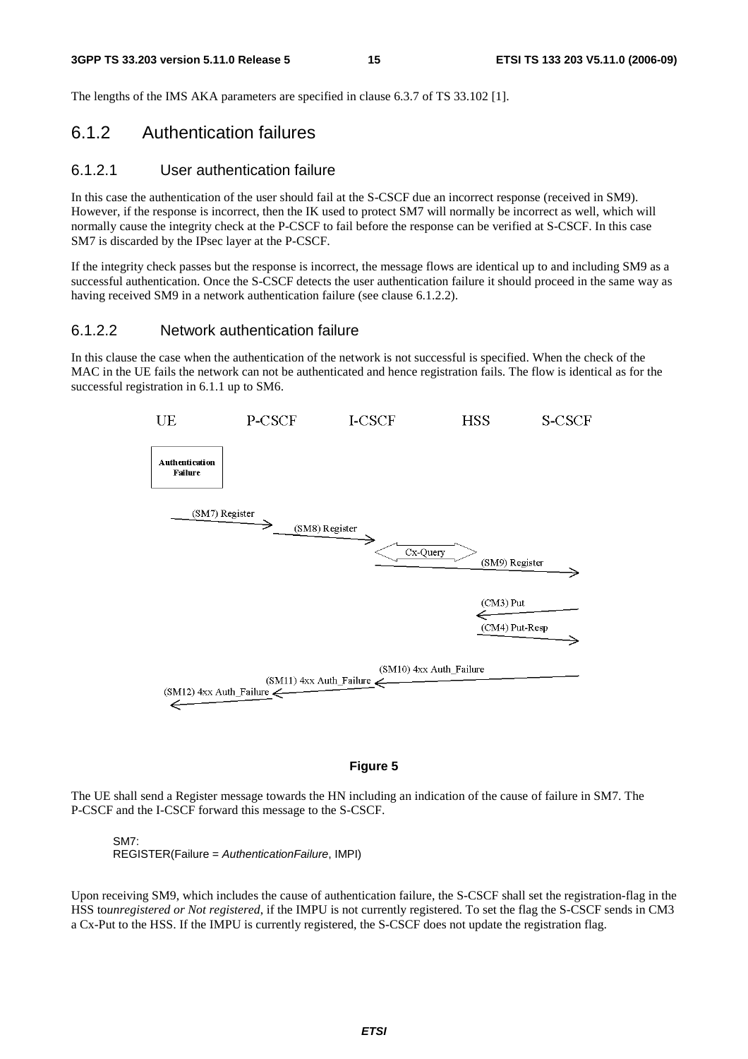The lengths of the IMS AKA parameters are specified in clause 6.3.7 of TS 33.102 [1].

## 6.1.2 Authentication failures

### 6.1.2.1 User authentication failure

In this case the authentication of the user should fail at the S-CSCF due an incorrect response (received in SM9). However, if the response is incorrect, then the IK used to protect SM7 will normally be incorrect as well, which will normally cause the integrity check at the P-CSCF to fail before the response can be verified at S-CSCF. In this case SM7 is discarded by the IPsec layer at the P-CSCF.

If the integrity check passes but the response is incorrect, the message flows are identical up to and including SM9 as a successful authentication. Once the S-CSCF detects the user authentication failure it should proceed in the same way as having received SM9 in a network authentication failure (see clause 6.1.2.2).

### 6.1.2.2 Network authentication failure

In this clause the case when the authentication of the network is not successful is specified. When the check of the MAC in the UE fails the network can not be authenticated and hence registration fails. The flow is identical as for the successful registration in 6.1.1 up to SM6.

**Figure 5**

The UE shall send a Register message towards the HN including an indication of the cause of failure in SM7. The P-CSCF and the I-CSCF forward this message to the S-CSCF.

SM7:
REGISTER(Failure = *AuthenticationFailure*, IMPI)

Upon receiving SM9, which includes the cause of authentication failure, the S-CSCF shall set the registration-flag in the HSS to*unregistered or Not registered*, if the IMPU is not currently registered. To set the flag the S-CSCF sends in CM3 a Cx-Put to the HSS. If the IMPU is currently registered, the S-CSCF does not update the registration flag.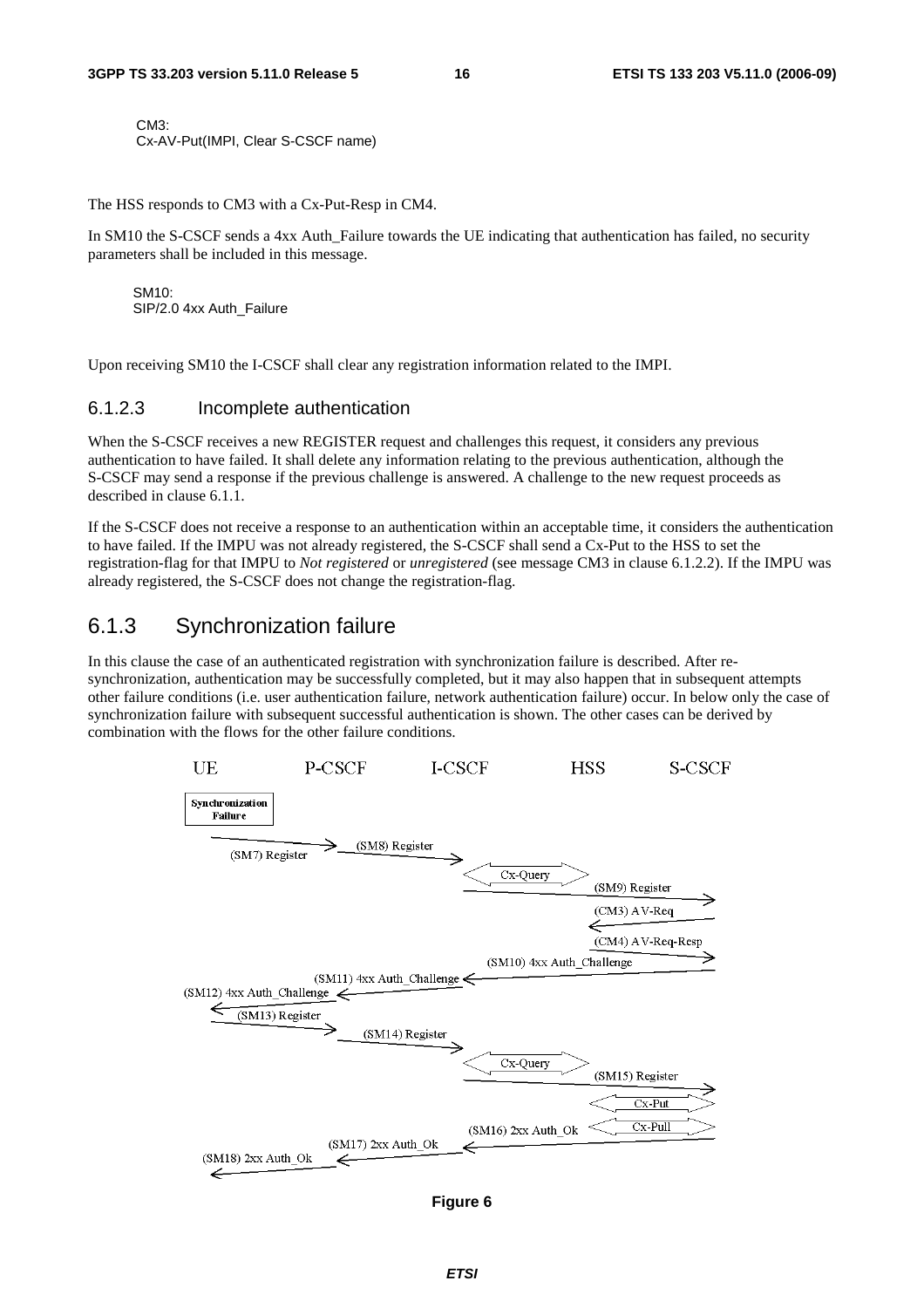CM3:
Cx-AV-Put(IMPI, Clear S-CSCF name)

The HSS responds to CM3 with a Cx-Put-Resp in CM4.

In SM10 the S-CSCF sends a 4xx Auth_Failure towards the UE indicating that authentication has failed, no security parameters shall be included in this message.

SM10:
SIP/2.0 4xx Auth_Failure

Upon receiving SM10 the I-CSCF shall clear any registration information related to the IMPI.

#### 6.1.2.3 Incomplete authentication

When the S-CSCF receives a new REGISTER request and challenges this request, it considers any previous authentication to have failed. It shall delete any information relating to the previous authentication, although the S-CSCF may send a response if the previous challenge is answered. A challenge to the new request proceeds as described in clause 6.1.1.

If the S-CSCF does not receive a response to an authentication within an acceptable time, it considers the authentication to have failed. If the IMPU was not already registered, the S-CSCF shall send a Cx-Put to the HSS to set the registration-flag for that IMPU to *Not registered* or *unregistered* (see message CM3 in clause 6.1.2.2). If the IMPU was already registered, the S-CSCF does not change the registration-flag.

### 6.1.3 Synchronization failure

In this clause the case of an authenticated registration with synchronization failure is described. After re-synchronization, authentication may be successfully completed, but it may also happen that in subsequent attempts other failure conditions (i.e. user authentication failure, network authentication failure) occur. In below only the case of synchronization failure with subsequent successful authentication is shown. The other cases can be derived by combination with the flows for the other failure conditions.

UE | P-CSCF | I-CSCF | HSS | S-CSCF

Synchronization Failure

(SM7) Register
(SM8) Register
Cx-Query
(SM9) Register
(CM3) AV-Req
(CM4) AV-Req-Resp
(SM10) 4xx Auth_Challenge
(SM11) 4xx Auth_Challenge
(SM12) 4xx Auth_Challenge
(SM13) Register
(SM14) Register
Cx-Query
(SM15) Register
Cx-Put
Cx-Pull
(SM16) 2xx Auth_Ok
(SM17) 2xx Auth_Ok
(SM18) 2xx Auth_Ok

**Figure 6**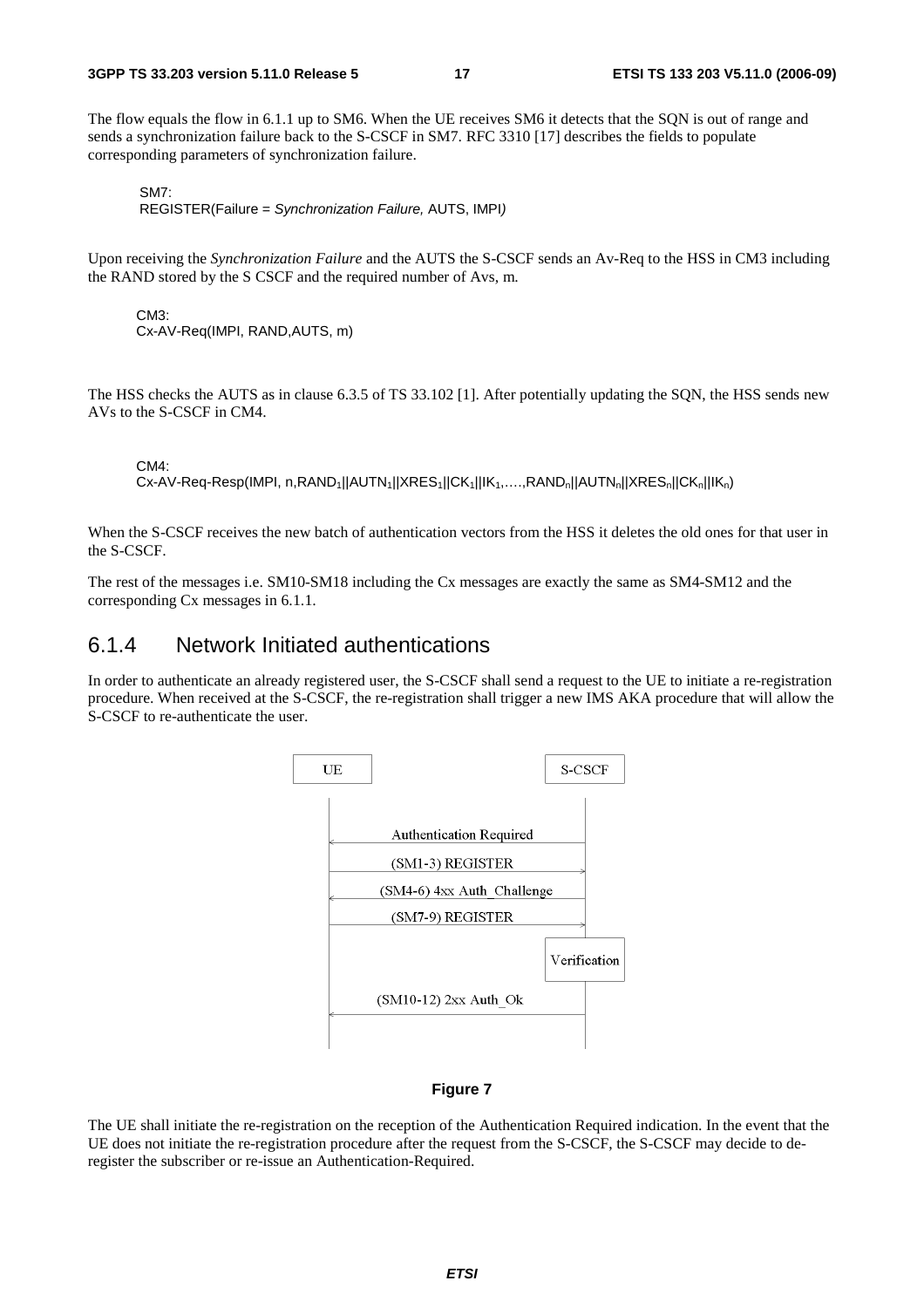The flow equals the flow in 6.1.1 up to SM6. When the UE receives SM6 it detects that the SQN is out of range and sends a synchronization failure back to the S-CSCF in SM7. RFC 3310 [17] describes the fields to populate corresponding parameters of synchronization failure.

SM7:
REGISTER(Failure = *Synchronization Failure,* AUTS, IMPI*)*

Upon receiving the *Synchronization Failure* and the AUTS the S-CSCF sends an Av-Req to the HSS in CM3 including the RAND stored by the S CSCF and the required number of Avs, m.

CM3:
Cx-AV-Req(IMPI, RAND,AUTS, m)

The HSS checks the AUTS as in clause 6.3.5 of TS 33.102 [1]. After potentially updating the SQN, the HSS sends new AVs to the S-CSCF in CM4.

CM4:
Cx-AV-Req-Resp(IMPI, n,$RAND_1||AUTN_1||XRES_1||CK_1||IK_1$,….,$RAND_n||AUTN_n||XRES_n||CK_n||IK_n$)

When the S-CSCF receives the new batch of authentication vectors from the HSS it deletes the old ones for that user in the S-CSCF.

The rest of the messages i.e. SM10-SM18 including the Cx messages are exactly the same as SM4-SM12 and the corresponding Cx messages in 6.1.1.

## 6.1.4 Network Initiated authentications

In order to authenticate an already registered user, the S-CSCF shall send a request to the UE to initiate a re-registration procedure. When received at the S-CSCF, the re-registration shall trigger a new IMS AKA procedure that will allow the S-CSCF to re-authenticate the user.

UE | S-CSCF

Authentication Required

(SM1-3) REGISTER

(SM4-6) 4xx Auth_Challenge

(SM7-9) REGISTER

Verification

(SM10-12) 2xx Auth_Ok

**Figure 7**

The UE shall initiate the re-registration on the reception of the Authentication Required indication. In the event that the UE does not initiate the re-registration procedure after the request from the S-CSCF, the S-CSCF may decide to de-register the subscriber or re-issue an Authentication-Required.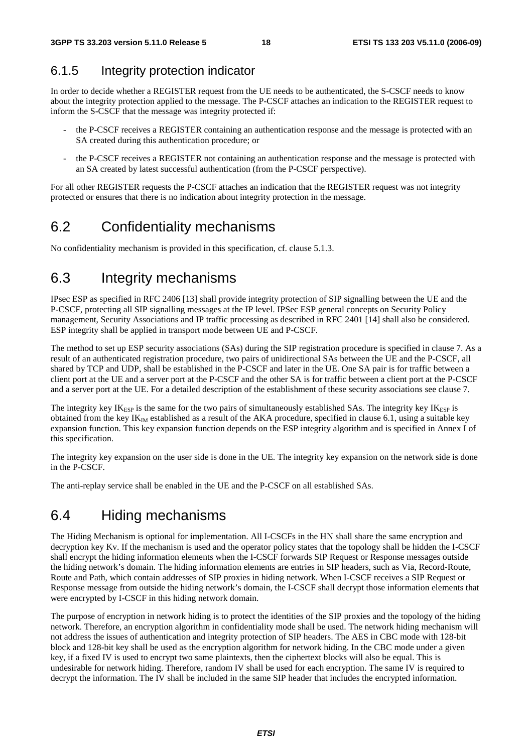### 6.1.5 Integrity protection indicator

In order to decide whether a REGISTER request from the UE needs to be authenticated, the S-CSCF needs to know about the integrity protection applied to the message. The P-CSCF attaches an indication to the REGISTER request to inform the S-CSCF that the message was integrity protected if:

- the P-CSCF receives a REGISTER containing an authentication response and the message is protected with an SA created during this authentication procedure; or
- the P-CSCF receives a REGISTER not containing an authentication response and the message is protected with an SA created by latest successful authentication (from the P-CSCF perspective).

For all other REGISTER requests the P-CSCF attaches an indication that the REGISTER request was not integrity protected or ensures that there is no indication about integrity protection in the message.

## 6.2 Confidentiality mechanisms

No confidentiality mechanism is provided in this specification, cf. clause 5.1.3.

## 6.3 Integrity mechanisms

IPsec ESP as specified in RFC 2406 [13] shall provide integrity protection of SIP signalling between the UE and the P-CSCF, protecting all SIP signalling messages at the IP level. IPSec ESP general concepts on Security Policy management, Security Associations and IP traffic processing as described in RFC 2401 [14] shall also be considered. ESP integrity shall be applied in transport mode between UE and P-CSCF.

The method to set up ESP security associations (SAs) during the SIP registration procedure is specified in clause 7. As a result of an authenticated registration procedure, two pairs of unidirectional SAs between the UE and the P-CSCF, all shared by TCP and UDP, shall be established in the P-CSCF and later in the UE. One SA pair is for traffic between a client port at the UE and a server port at the P-CSCF and the other SA is for traffic between a client port at the P-CSCF and a server port at the UE. For a detailed description of the establishment of these security associations see clause 7.

The integrity key $IK_{ESP}$ is the same for the two pairs of simultaneously established SAs. The integrity key $IK_{ESP}$ is obtained from the key $IK_{IM}$ established as a result of the AKA procedure, specified in clause 6.1, using a suitable key expansion function. This key expansion function depends on the ESP integrity algorithm and is specified in Annex I of this specification.

The integrity key expansion on the user side is done in the UE. The integrity key expansion on the network side is done in the P-CSCF.

The anti-replay service shall be enabled in the UE and the P-CSCF on all established SAs.

## 6.4 Hiding mechanisms

The Hiding Mechanism is optional for implementation. All I-CSCFs in the HN shall share the same encryption and decryption key Kv. If the mechanism is used and the operator policy states that the topology shall be hidden the I-CSCF shall encrypt the hiding information elements when the I-CSCF forwards SIP Request or Response messages outside the hiding network's domain. The hiding information elements are entries in SIP headers, such as Via, Record-Route, Route and Path, which contain addresses of SIP proxies in hiding network. When I-CSCF receives a SIP Request or Response message from outside the hiding network's domain, the I-CSCF shall decrypt those information elements that were encrypted by I-CSCF in this hiding network domain.

The purpose of encryption in network hiding is to protect the identities of the SIP proxies and the topology of the hiding network. Therefore, an encryption algorithm in confidentiality mode shall be used. The network hiding mechanism will not address the issues of authentication and integrity protection of SIP headers. The AES in CBC mode with 128-bit block and 128-bit key shall be used as the encryption algorithm for network hiding. In the CBC mode under a given key, if a fixed IV is used to encrypt two same plaintexts, then the ciphertext blocks will also be equal. This is undesirable for network hiding. Therefore, random IV shall be used for each encryption. The same IV is required to decrypt the information. The IV shall be included in the same SIP header that includes the encrypted information.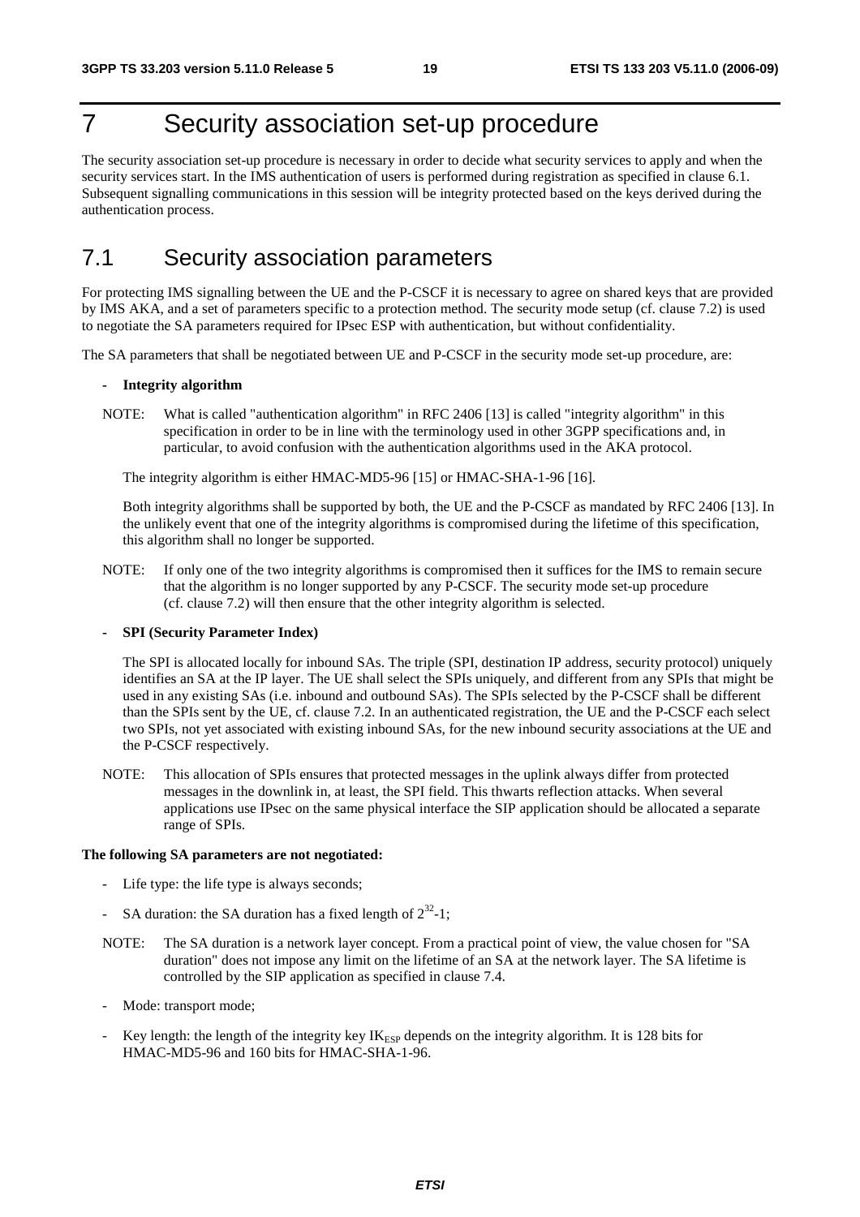# 7 Security association set-up procedure

The security association set-up procedure is necessary in order to decide what security services to apply and when the security services start. In the IMS authentication of users is performed during registration as specified in clause 6.1. Subsequent signalling communications in this session will be integrity protected based on the keys derived during the authentication process.

## 7.1 Security association parameters

For protecting IMS signalling between the UE and the P-CSCF it is necessary to agree on shared keys that are provided by IMS AKA, and a set of parameters specific to a protection method. The security mode setup (cf. clause 7.2) is used to negotiate the SA parameters required for IPsec ESP with authentication, but without confidentiality.

The SA parameters that shall be negotiated between UE and P-CSCF in the security mode set-up procedure, are:

- **Integrity algorithm**

NOTE: What is called "authentication algorithm" in RFC 2406 [13] is called "integrity algorithm" in this specification in order to be in line with the terminology used in other 3GPP specifications and, in particular, to avoid confusion with the authentication algorithms used in the AKA protocol.

The integrity algorithm is either HMAC-MD5-96 [15] or HMAC-SHA-1-96 [16].

Both integrity algorithms shall be supported by both, the UE and the P-CSCF as mandated by RFC 2406 [13]. In the unlikely event that one of the integrity algorithms is compromised during the lifetime of this specification, this algorithm shall no longer be supported.

NOTE: If only one of the two integrity algorithms is compromised then it suffices for the IMS to remain secure that the algorithm is no longer supported by any P-CSCF. The security mode set-up procedure (cf. clause 7.2) will then ensure that the other integrity algorithm is selected.

- **SPI (Security Parameter Index)**

The SPI is allocated locally for inbound SAs. The triple (SPI, destination IP address, security protocol) uniquely identifies an SA at the IP layer. The UE shall select the SPIs uniquely, and different from any SPIs that might be used in any existing SAs (i.e. inbound and outbound SAs). The SPIs selected by the P-CSCF shall be different than the SPIs sent by the UE, cf. clause 7.2. In an authenticated registration, the UE and the P-CSCF each select two SPIs, not yet associated with existing inbound SAs, for the new inbound security associations at the UE and the P-CSCF respectively.

NOTE: This allocation of SPIs ensures that protected messages in the uplink always differ from protected messages in the downlink in, at least, the SPI field. This thwarts reflection attacks. When several applications use IPsec on the same physical interface the SIP application should be allocated a separate range of SPIs.

**The following SA parameters are not negotiated:**

- Life type: the life type is always seconds;
- SA duration: the SA duration has a fixed length of $2^{32}$-1;

NOTE: The SA duration is a network layer concept. From a practical point of view, the value chosen for "SA duration" does not impose any limit on the lifetime of an SA at the network layer. The SA lifetime is controlled by the SIP application as specified in clause 7.4.

- Mode: transport mode;
- Key length: the length of the integrity key $IK_{ESP}$ depends on the integrity algorithm. It is 128 bits for HMAC-MD5-96 and 160 bits for HMAC-SHA-1-96.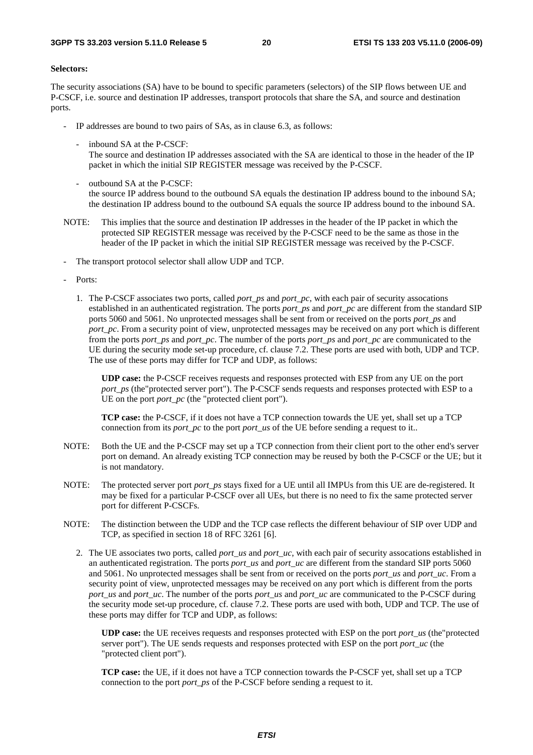**Selectors:**

The security associations (SA) have to be bound to specific parameters (selectors) of the SIP flows between UE and P-CSCF, i.e. source and destination IP addresses, transport protocols that share the SA, and source and destination ports.

- IP addresses are bound to two pairs of SAs, as in clause 6.3, as follows:

  - inbound SA at the P-CSCF:
    The source and destination IP addresses associated with the SA are identical to those in the header of the IP packet in which the initial SIP REGISTER message was received by the P-CSCF.

  - outbound SA at the P-CSCF:
    the source IP address bound to the outbound SA equals the destination IP address bound to the inbound SA; the destination IP address bound to the outbound SA equals the source IP address bound to the inbound SA.

NOTE: This implies that the source and destination IP addresses in the header of the IP packet in which the protected SIP REGISTER message was received by the P-CSCF need to be the same as those in the header of the IP packet in which the initial SIP REGISTER message was received by the P-CSCF.

- The transport protocol selector shall allow UDP and TCP.

- Ports:

  1. The P-CSCF associates two ports, called *port_ps* and *port_pc*, with each pair of security assocations established in an authenticated registration. The ports *port_ps* and *port_pc* are different from the standard SIP ports 5060 and 5061. No unprotected messages shall be sent from or received on the ports *port_ps* and *port_pc*. From a security point of view, unprotected messages may be received on any port which is different from the ports *port_ps* and *port_pc*. The number of the ports *port_ps* and *port_pc* are communicated to the UE during the security mode set-up procedure, cf. clause 7.2. These ports are used with both, UDP and TCP. The use of these ports may differ for TCP and UDP, as follows:

     **UDP case:** the P-CSCF receives requests and responses protected with ESP from any UE on the port *port_ps* (the"protected server port"). The P-CSCF sends requests and responses protected with ESP to a UE on the port *port_pc* (the "protected client port").

     **TCP case:** the P-CSCF, if it does not have a TCP connection towards the UE yet, shall set up a TCP connection from its *port_pc* to the port *port_us* of the UE before sending a request to it..

NOTE: Both the UE and the P-CSCF may set up a TCP connection from their client port to the other end's server port on demand. An already existing TCP connection may be reused by both the P-CSCF or the UE; but it is not mandatory.

NOTE: The protected server port *port_ps* stays fixed for a UE until all IMPUs from this UE are de-registered. It may be fixed for a particular P-CSCF over all UEs, but there is no need to fix the same protected server port for different P-CSCFs.

NOTE: The distinction between the UDP and the TCP case reflects the different behaviour of SIP over UDP and TCP, as specified in section 18 of RFC 3261 [6].

  2. The UE associates two ports, called *port_us* and *port_uc*, with each pair of security assocations established in an authenticated registration. The ports *port_us* and *port_uc* are different from the standard SIP ports 5060 and 5061. No unprotected messages shall be sent from or received on the ports *port_us* and *port_uc*. From a security point of view, unprotected messages may be received on any port which is different from the ports *port_us* and *port_uc*. The number of the ports *port_us* and *port_uc* are communicated to the P-CSCF during the security mode set-up procedure, cf. clause 7.2. These ports are used with both, UDP and TCP. The use of these ports may differ for TCP and UDP, as follows:

     **UDP case:** the UE receives requests and responses protected with ESP on the port *port_us* (the"protected server port"). The UE sends requests and responses protected with ESP on the port *port_uc* (the "protected client port").

     **TCP case:** the UE, if it does not have a TCP connection towards the P-CSCF yet, shall set up a TCP connection to the port *port_ps* of the P-CSCF before sending a request to it.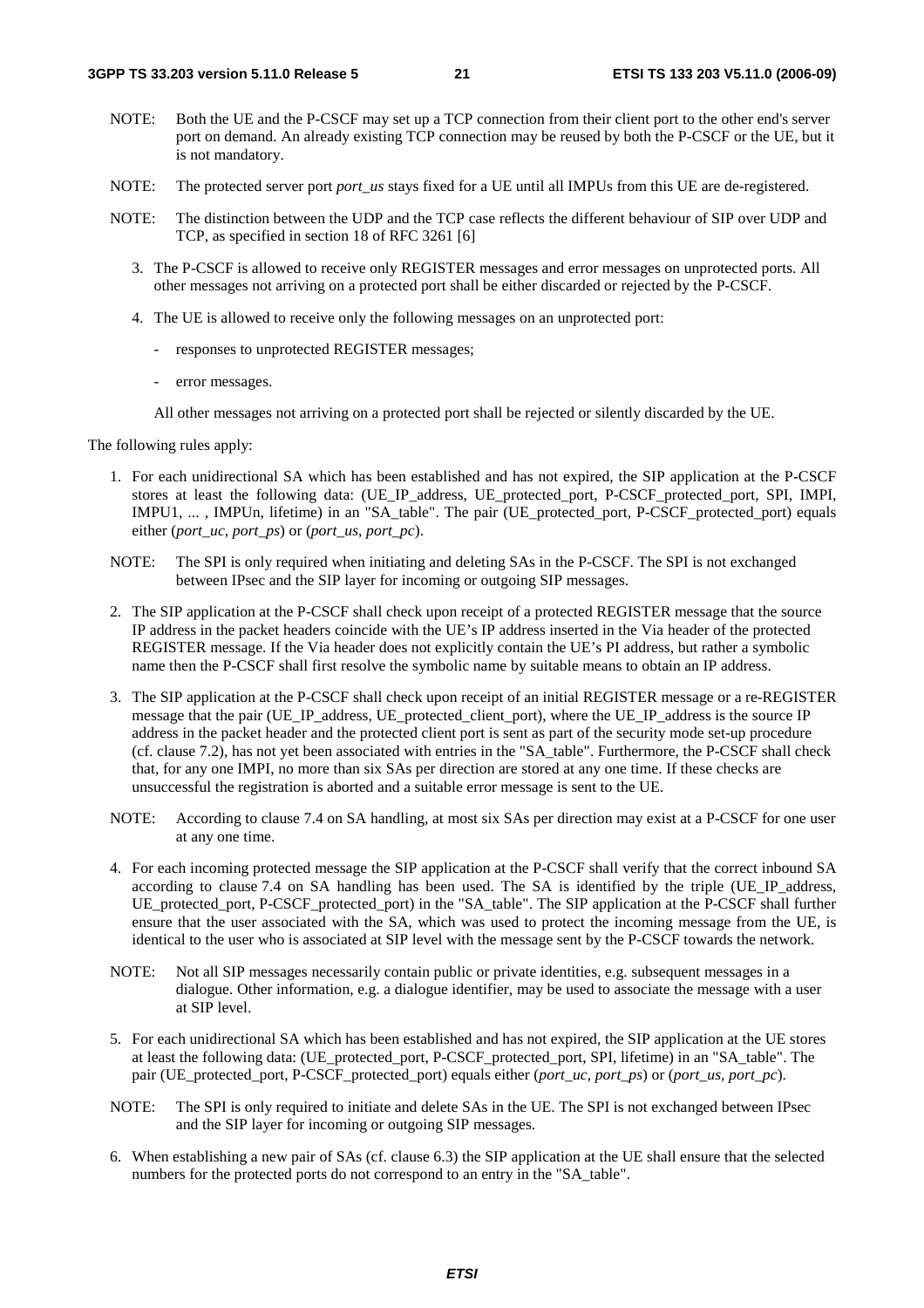NOTE: Both the UE and the P-CSCF may set up a TCP connection from their client port to the other end's server port on demand. An already existing TCP connection may be reused by both the P-CSCF or the UE, but it is not mandatory.

NOTE: The protected server port *port_us* stays fixed for a UE until all IMPUs from this UE are de-registered.

NOTE: The distinction between the UDP and the TCP case reflects the different behaviour of SIP over UDP and TCP, as specified in section 18 of RFC 3261 [6]

3. The P-CSCF is allowed to receive only REGISTER messages and error messages on unprotected ports. All other messages not arriving on a protected port shall be either discarded or rejected by the P-CSCF.

4. The UE is allowed to receive only the following messages on an unprotected port:

   - responses to unprotected REGISTER messages;

   - error messages.

   All other messages not arriving on a protected port shall be rejected or silently discarded by the UE.

The following rules apply:

1. For each unidirectional SA which has been established and has not expired, the SIP application at the P-CSCF stores at least the following data: (UE_IP_address, UE_protected_port, P-CSCF_protected_port, SPI, IMPI, IMPU1, ... , IMPUn, lifetime) in an "SA_table". The pair (UE_protected_port, P-CSCF_protected_port) equals either (*port_uc*, *port_ps*) or (*port_us*, *port_pc*).

NOTE: The SPI is only required when initiating and deleting SAs in the P-CSCF. The SPI is not exchanged between IPsec and the SIP layer for incoming or outgoing SIP messages.

2. The SIP application at the P-CSCF shall check upon receipt of a protected REGISTER message that the source IP address in the packet headers coincide with the UE's IP address inserted in the Via header of the protected REGISTER message. If the Via header does not explicitly contain the UE's PI address, but rather a symbolic name then the P-CSCF shall first resolve the symbolic name by suitable means to obtain an IP address.

3. The SIP application at the P-CSCF shall check upon receipt of an initial REGISTER message or a re-REGISTER message that the pair (UE_IP_address, UE_protected_client_port), where the UE_IP_address is the source IP address in the packet header and the protected client port is sent as part of the security mode set-up procedure (cf. clause 7.2), has not yet been associated with entries in the "SA_table". Furthermore, the P-CSCF shall check that, for any one IMPI, no more than six SAs per direction are stored at any one time. If these checks are unsuccessful the registration is aborted and a suitable error message is sent to the UE.

NOTE: According to clause 7.4 on SA handling, at most six SAs per direction may exist at a P-CSCF for one user at any one time.

4. For each incoming protected message the SIP application at the P-CSCF shall verify that the correct inbound SA according to clause 7.4 on SA handling has been used. The SA is identified by the triple (UE_IP_address, UE_protected_port, P-CSCF_protected_port) in the "SA_table". The SIP application at the P-CSCF shall further ensure that the user associated with the SA, which was used to protect the incoming message from the UE, is identical to the user who is associated at SIP level with the message sent by the P-CSCF towards the network.

NOTE: Not all SIP messages necessarily contain public or private identities, e.g. subsequent messages in a dialogue. Other information, e.g. a dialogue identifier, may be used to associate the message with a user at SIP level.

5. For each unidirectional SA which has been established and has not expired, the SIP application at the UE stores at least the following data: (UE_protected_port, P-CSCF_protected_port, SPI, lifetime) in an "SA_table". The pair (UE_protected_port, P-CSCF_protected_port) equals either (*port_uc, port_ps*) or (*port_us, port_pc*).

NOTE: The SPI is only required to initiate and delete SAs in the UE. The SPI is not exchanged between IPsec and the SIP layer for incoming or outgoing SIP messages.

6. When establishing a new pair of SAs (cf. clause 6.3) the SIP application at the UE shall ensure that the selected numbers for the protected ports do not correspond to an entry in the "SA_table".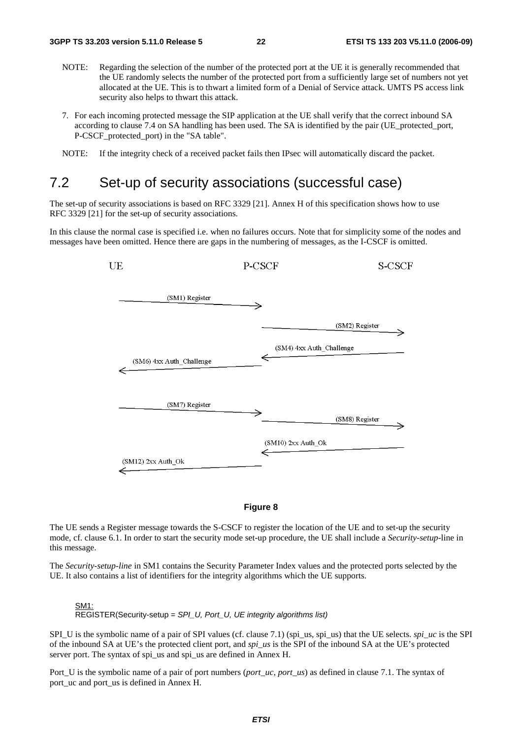NOTE: Regarding the selection of the number of the protected port at the UE it is generally recommended that the UE randomly selects the number of the protected port from a sufficiently large set of numbers not yet allocated at the UE. This is to thwart a limited form of a Denial of Service attack. UMTS PS access link security also helps to thwart this attack.

7. For each incoming protected message the SIP application at the UE shall verify that the correct inbound SA according to clause 7.4 on SA handling has been used. The SA is identified by the pair (UE_protected_port, P-CSCF_protected_port) in the "SA table".

NOTE: If the integrity check of a received packet fails then IPsec will automatically discard the packet.

## 7.2 Set-up of security associations (successful case)

The set-up of security associations is based on RFC 3329 [21]. Annex H of this specification shows how to use RFC 3329 [21] for the set-up of security associations.

In this clause the normal case is specified i.e. when no failures occurs. Note that for simplicity some of the nodes and messages have been omitted. Hence there are gaps in the numbering of messages, as the I-CSCF is omitted.

```
UE                         P-CSCF                        S-CSCF

(SM1) Register       ---->
                           (SM2) Register          ---->
                           <---- (SM4) 4xx Auth_Challenge
<---- (SM6) 4xx Auth_Challenge

(SM7) Register       ---->
                           (SM8) Register          ---->
                           <---- (SM10) 2xx Auth_Ok
<---- (SM12) 2xx Auth_Ok
```

**Figure 8**

The UE sends a Register message towards the S-CSCF to register the location of the UE and to set-up the security mode, cf. clause 6.1. In order to start the security mode set-up procedure, the UE shall include a *Security-setup*-line in this message.

The *Security-setup-line* in SM1 contains the Security Parameter Index values and the protected ports selected by the UE. It also contains a list of identifiers for the integrity algorithms which the UE supports.

SM1:
REGISTER(Security-setup = *SPI_U, Port_U, UE integrity algorithms list)*

SPI_U is the symbolic name of a pair of SPI values (cf. clause 7.1) (spi_us, spi_us) that the UE selects. *spi_uc* is the SPI of the inbound SA at UE's the protected client port, and *spi_us* is the SPI of the inbound SA at the UE's protected server port. The syntax of spi_us and spi_us are defined in Annex H.

Port_U is the symbolic name of a pair of port numbers (*port_uc, port_us*) as defined in clause 7.1. The syntax of port_uc and port_us is defined in Annex H.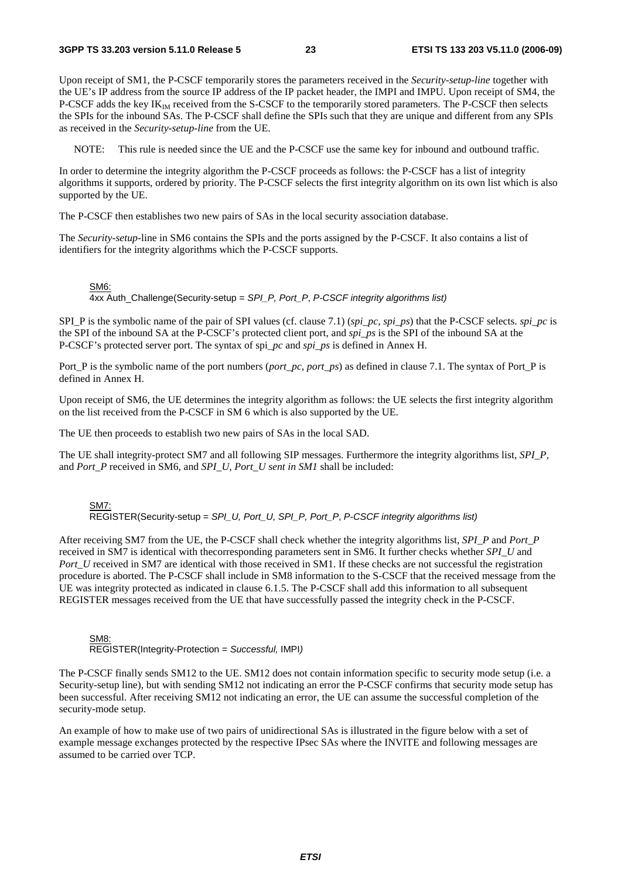Upon receipt of SM1, the P-CSCF temporarily stores the parameters received in the *Security-setup-line* together with the UE's IP address from the source IP address of the IP packet header, the IMPI and IMPU. Upon receipt of SM4, the P-CSCF adds the key $IK_{IM}$ received from the S-CSCF to the temporarily stored parameters. The P-CSCF then selects the SPIs for the inbound SAs. The P-CSCF shall define the SPIs such that they are unique and different from any SPIs as received in the *Security-setup-line* from the UE.

NOTE: This rule is needed since the UE and the P-CSCF use the same key for inbound and outbound traffic.

In order to determine the integrity algorithm the P-CSCF proceeds as follows: the P-CSCF has a list of integrity algorithms it supports, ordered by priority. The P-CSCF selects the first integrity algorithm on its own list which is also supported by the UE.

The P-CSCF then establishes two new pairs of SAs in the local security association database.

The *Security-setup*-line in SM6 contains the SPIs and the ports assigned by the P-CSCF. It also contains a list of identifiers for the integrity algorithms which the P-CSCF supports.

SM6:
4xx Auth_Challenge(Security-setup = *SPI_P, Port_P, P-CSCF integrity algorithms list)*

SPI_P is the symbolic name of the pair of SPI values (cf. clause 7.1) (*spi_pc*, *spi_ps*) that the P-CSCF selects. *spi_pc* is the SPI of the inbound SA at the P-CSCF's protected client port, and *spi_ps* is the SPI of the inbound SA at the P-CSCF's protected server port. The syntax of spi*_pc* and *spi_ps* is defined in Annex H.

Port_P is the symbolic name of the port numbers (*port_pc*, *port_ps*) as defined in clause 7.1. The syntax of Port_P is defined in Annex H.

Upon receipt of SM6, the UE determines the integrity algorithm as follows: the UE selects the first integrity algorithm on the list received from the P-CSCF in SM 6 which is also supported by the UE.

The UE then proceeds to establish two new pairs of SAs in the local SAD.

The UE shall integrity-protect SM7 and all following SIP messages. Furthermore the integrity algorithms list, *SPI_P,* and *Port_P* received in SM6, and *SPI_U, Port_U sent in SM1* shall be included:

SM7:
REGISTER(Security-setup = *SPI_U, Port_U, SPI_P, Port_P*, *P-CSCF integrity algorithms list)*

After receiving SM7 from the UE, the P-CSCF shall check whether the integrity algorithms list, *SPI_P* and *Port_P* received in SM7 is identical with thecorresponding parameters sent in SM6. It further checks whether *SPI_U* and *Port_U* received in SM7 are identical with those received in SM1. If these checks are not successful the registration procedure is aborted. The P-CSCF shall include in SM8 information to the S-CSCF that the received message from the UE was integrity protected as indicated in clause 6.1.5. The P-CSCF shall add this information to all subsequent REGISTER messages received from the UE that have successfully passed the integrity check in the P-CSCF.

SM8:
REGISTER(Integrity-Protection = *Successful,* IMPI*)*

The P-CSCF finally sends SM12 to the UE. SM12 does not contain information specific to security mode setup (i.e. a Security-setup line), but with sending SM12 not indicating an error the P-CSCF confirms that security mode setup has been successful. After receiving SM12 not indicating an error, the UE can assume the successful completion of the security-mode setup.

An example of how to make use of two pairs of unidirectional SAs is illustrated in the figure below with a set of example message exchanges protected by the respective IPsec SAs where the INVITE and following messages are assumed to be carried over TCP.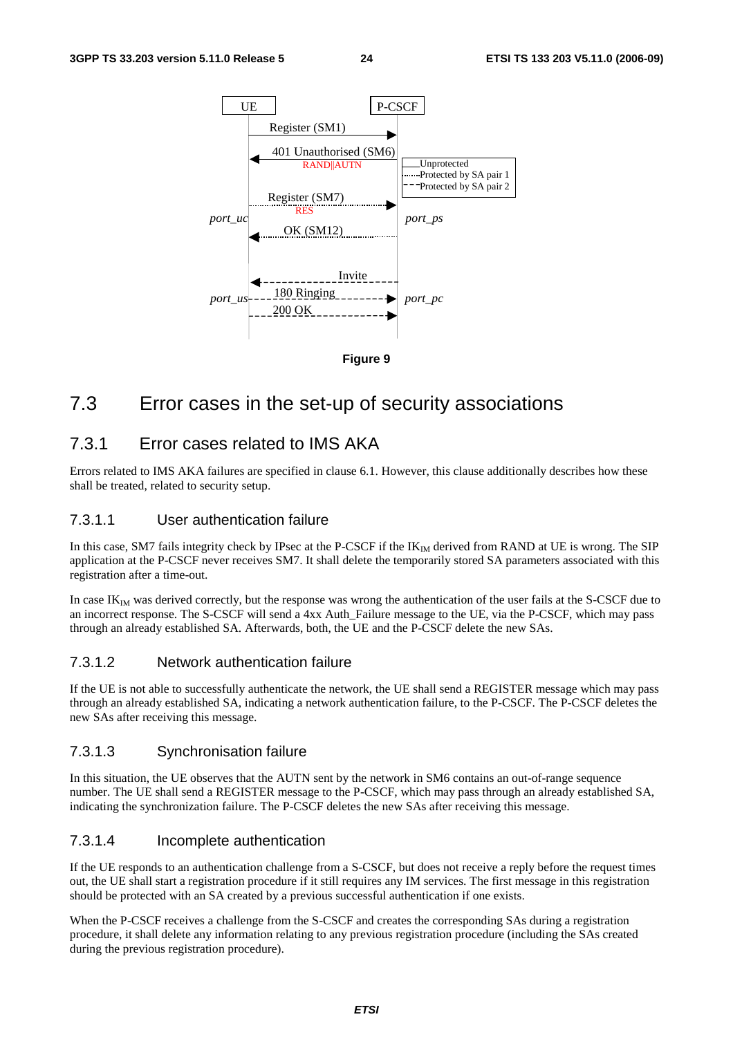Figure 9

## 7.3 Error cases in the set-up of security associations

### 7.3.1 Error cases related to IMS AKA

Errors related to IMS AKA failures are specified in clause 6.1. However, this clause additionally describes how these shall be treated, related to security setup.

#### 7.3.1.1 User authentication failure

In this case, SM7 fails integrity check by IPsec at the P-CSCF if the $IK_{IM}$ derived from RAND at UE is wrong. The SIP application at the P-CSCF never receives SM7. It shall delete the temporarily stored SA parameters associated with this registration after a time-out.

In case $IK_{IM}$ was derived correctly, but the response was wrong the authentication of the user fails at the S-CSCF due to an incorrect response. The S-CSCF will send a 4xx Auth_Failure message to the UE, via the P-CSCF, which may pass through an already established SA. Afterwards, both, the UE and the P-CSCF delete the new SAs.

#### 7.3.1.2 Network authentication failure

If the UE is not able to successfully authenticate the network, the UE shall send a REGISTER message which may pass through an already established SA, indicating a network authentication failure, to the P-CSCF. The P-CSCF deletes the new SAs after receiving this message.

#### 7.3.1.3 Synchronisation failure

In this situation, the UE observes that the AUTN sent by the network in SM6 contains an out-of-range sequence number. The UE shall send a REGISTER message to the P-CSCF, which may pass through an already established SA, indicating the synchronization failure. The P-CSCF deletes the new SAs after receiving this message.

#### 7.3.1.4 Incomplete authentication

If the UE responds to an authentication challenge from a S-CSCF, but does not receive a reply before the request times out, the UE shall start a registration procedure if it still requires any IM services. The first message in this registration should be protected with an SA created by a previous successful authentication if one exists.

When the P-CSCF receives a challenge from the S-CSCF and creates the corresponding SAs during a registration procedure, it shall delete any information relating to any previous registration procedure (including the SAs created during the previous registration procedure).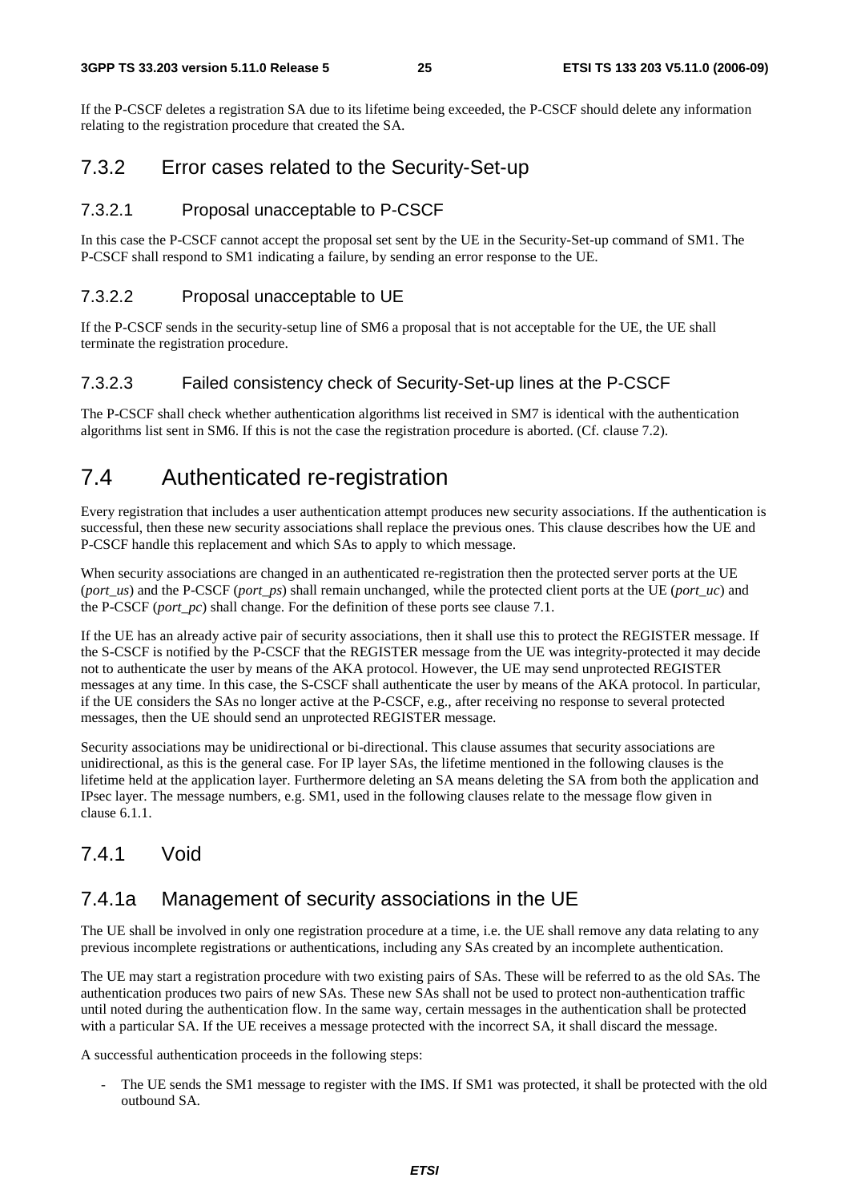If the P-CSCF deletes a registration SA due to its lifetime being exceeded, the P-CSCF should delete any information relating to the registration procedure that created the SA.

### 7.3.2 Error cases related to the Security-Set-up

#### 7.3.2.1 Proposal unacceptable to P-CSCF

In this case the P-CSCF cannot accept the proposal set sent by the UE in the Security-Set-up command of SM1. The P-CSCF shall respond to SM1 indicating a failure, by sending an error response to the UE.

#### 7.3.2.2 Proposal unacceptable to UE

If the P-CSCF sends in the security-setup line of SM6 a proposal that is not acceptable for the UE, the UE shall terminate the registration procedure.

#### 7.3.2.3 Failed consistency check of Security-Set-up lines at the P-CSCF

The P-CSCF shall check whether authentication algorithms list received in SM7 is identical with the authentication algorithms list sent in SM6. If this is not the case the registration procedure is aborted. (Cf. clause 7.2).

## 7.4 Authenticated re-registration

Every registration that includes a user authentication attempt produces new security associations. If the authentication is successful, then these new security associations shall replace the previous ones. This clause describes how the UE and P-CSCF handle this replacement and which SAs to apply to which message.

When security associations are changed in an authenticated re-registration then the protected server ports at the UE (*port_us*) and the P-CSCF (*port_ps*) shall remain unchanged, while the protected client ports at the UE (*port_uc*) and the P-CSCF (*port_pc*) shall change. For the definition of these ports see clause 7.1.

If the UE has an already active pair of security associations, then it shall use this to protect the REGISTER message. If the S-CSCF is notified by the P-CSCF that the REGISTER message from the UE was integrity-protected it may decide not to authenticate the user by means of the AKA protocol. However, the UE may send unprotected REGISTER messages at any time. In this case, the S-CSCF shall authenticate the user by means of the AKA protocol. In particular, if the UE considers the SAs no longer active at the P-CSCF, e.g., after receiving no response to several protected messages, then the UE should send an unprotected REGISTER message.

Security associations may be unidirectional or bi-directional. This clause assumes that security associations are unidirectional, as this is the general case. For IP layer SAs, the lifetime mentioned in the following clauses is the lifetime held at the application layer. Furthermore deleting an SA means deleting the SA from both the application and IPsec layer. The message numbers, e.g. SM1, used in the following clauses relate to the message flow given in clause 6.1.1.

### 7.4.1 Void

### 7.4.1a Management of security associations in the UE

The UE shall be involved in only one registration procedure at a time, i.e. the UE shall remove any data relating to any previous incomplete registrations or authentications, including any SAs created by an incomplete authentication.

The UE may start a registration procedure with two existing pairs of SAs. These will be referred to as the old SAs. The authentication produces two pairs of new SAs. These new SAs shall not be used to protect non-authentication traffic until noted during the authentication flow. In the same way, certain messages in the authentication shall be protected with a particular SA. If the UE receives a message protected with the incorrect SA, it shall discard the message.

A successful authentication proceeds in the following steps:

- The UE sends the SM1 message to register with the IMS. If SM1 was protected, it shall be protected with the old outbound SA.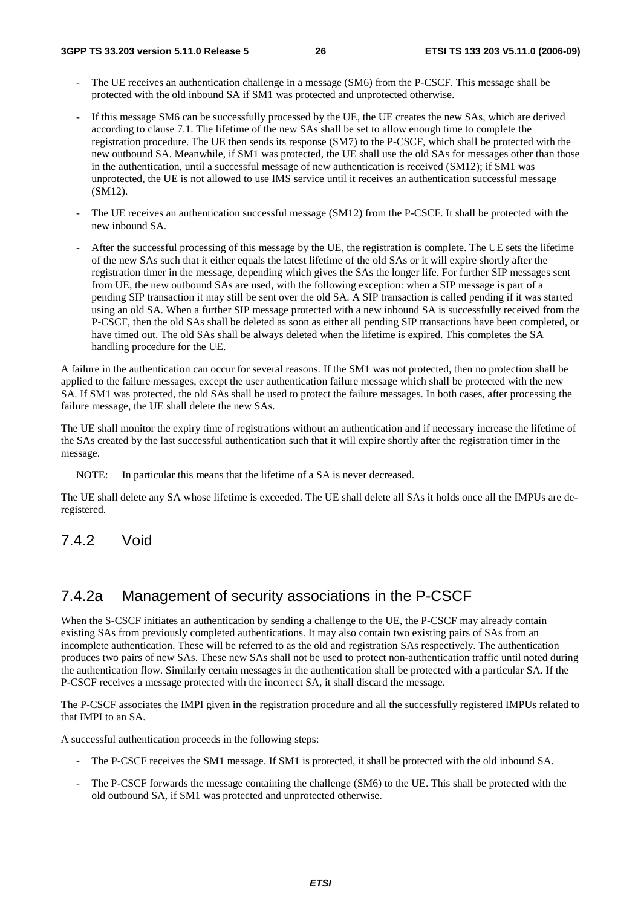- The UE receives an authentication challenge in a message (SM6) from the P-CSCF. This message shall be protected with the old inbound SA if SM1 was protected and unprotected otherwise.

- If this message SM6 can be successfully processed by the UE, the UE creates the new SAs, which are derived according to clause 7.1. The lifetime of the new SAs shall be set to allow enough time to complete the registration procedure. The UE then sends its response (SM7) to the P-CSCF, which shall be protected with the new outbound SA. Meanwhile, if SM1 was protected, the UE shall use the old SAs for messages other than those in the authentication, until a successful message of new authentication is received (SM12); if SM1 was unprotected, the UE is not allowed to use IMS service until it receives an authentication successful message (SM12).

- The UE receives an authentication successful message (SM12) from the P-CSCF. It shall be protected with the new inbound SA.

- After the successful processing of this message by the UE, the registration is complete. The UE sets the lifetime of the new SAs such that it either equals the latest lifetime of the old SAs or it will expire shortly after the registration timer in the message, depending which gives the SAs the longer life. For further SIP messages sent from UE, the new outbound SAs are used, with the following exception: when a SIP message is part of a pending SIP transaction it may still be sent over the old SA. A SIP transaction is called pending if it was started using an old SA. When a further SIP message protected with a new inbound SA is successfully received from the P-CSCF, then the old SAs shall be deleted as soon as either all pending SIP transactions have been completed, or have timed out. The old SAs shall be always deleted when the lifetime is expired. This completes the SA handling procedure for the UE.

A failure in the authentication can occur for several reasons. If the SM1 was not protected, then no protection shall be applied to the failure messages, except the user authentication failure message which shall be protected with the new SA. If SM1 was protected, the old SAs shall be used to protect the failure messages. In both cases, after processing the failure message, the UE shall delete the new SAs.

The UE shall monitor the expiry time of registrations without an authentication and if necessary increase the lifetime of the SAs created by the last successful authentication such that it will expire shortly after the registration timer in the message.

NOTE: In particular this means that the lifetime of a SA is never decreased.

The UE shall delete any SA whose lifetime is exceeded. The UE shall delete all SAs it holds once all the IMPUs are de-registered.

## 7.4.2 Void

## 7.4.2a Management of security associations in the P-CSCF

When the S-CSCF initiates an authentication by sending a challenge to the UE, the P-CSCF may already contain existing SAs from previously completed authentications. It may also contain two existing pairs of SAs from an incomplete authentication. These will be referred to as the old and registration SAs respectively. The authentication produces two pairs of new SAs. These new SAs shall not be used to protect non-authentication traffic until noted during the authentication flow. Similarly certain messages in the authentication shall be protected with a particular SA. If the P-CSCF receives a message protected with the incorrect SA, it shall discard the message.

The P-CSCF associates the IMPI given in the registration procedure and all the successfully registered IMPUs related to that IMPI to an SA.

A successful authentication proceeds in the following steps:

- The P-CSCF receives the SM1 message. If SM1 is protected, it shall be protected with the old inbound SA.

- The P-CSCF forwards the message containing the challenge (SM6) to the UE. This shall be protected with the old outbound SA, if SM1 was protected and unprotected otherwise.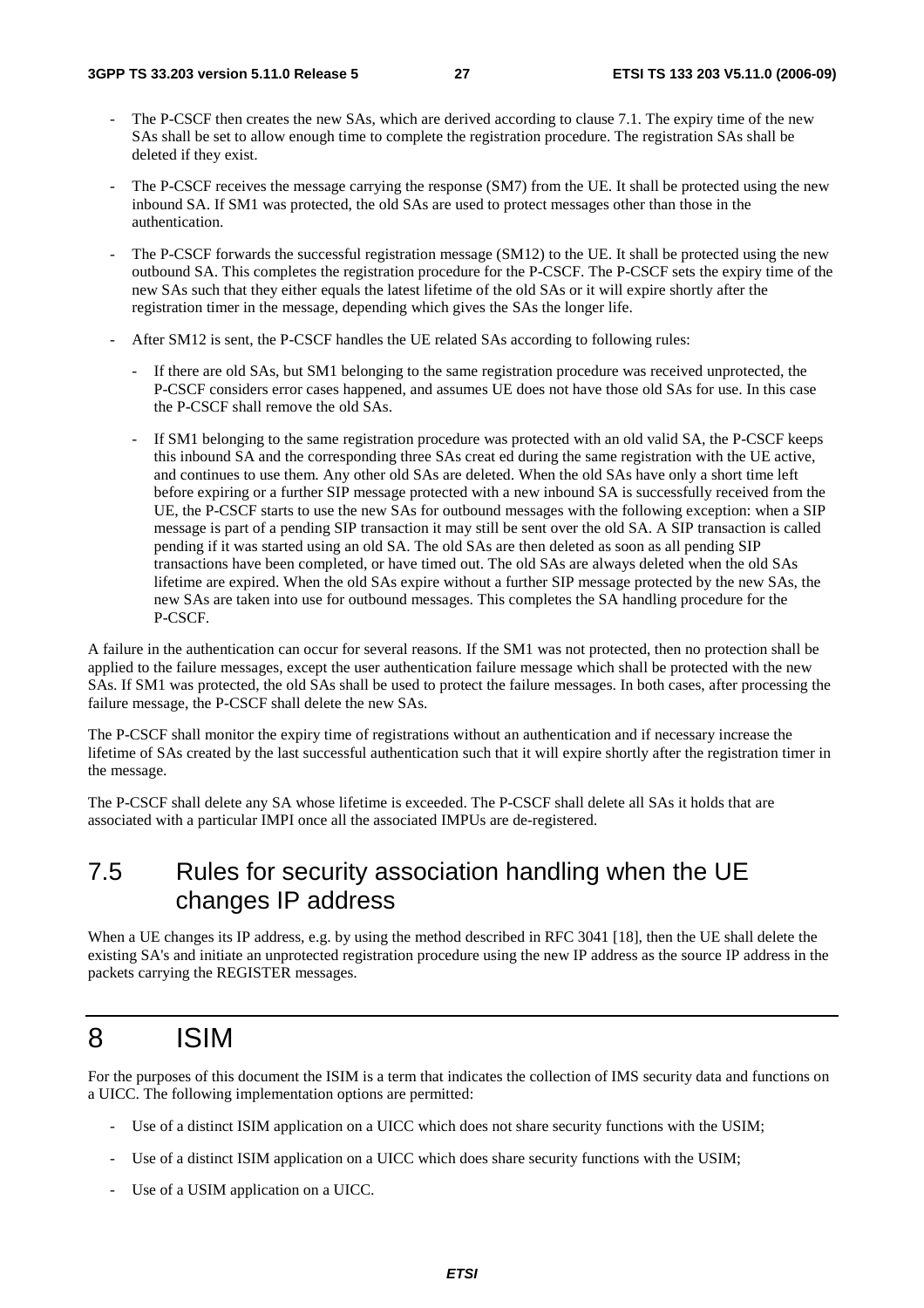- The P-CSCF then creates the new SAs, which are derived according to clause 7.1. The expiry time of the new SAs shall be set to allow enough time to complete the registration procedure. The registration SAs shall be deleted if they exist.

- The P-CSCF receives the message carrying the response (SM7) from the UE. It shall be protected using the new inbound SA. If SM1 was protected, the old SAs are used to protect messages other than those in the authentication.

- The P-CSCF forwards the successful registration message (SM12) to the UE. It shall be protected using the new outbound SA. This completes the registration procedure for the P-CSCF. The P-CSCF sets the expiry time of the new SAs such that they either equals the latest lifetime of the old SAs or it will expire shortly after the registration timer in the message, depending which gives the SAs the longer life.

- After SM12 is sent, the P-CSCF handles the UE related SAs according to following rules:

  - If there are old SAs, but SM1 belonging to the same registration procedure was received unprotected, the P-CSCF considers error cases happened, and assumes UE does not have those old SAs for use. In this case the P-CSCF shall remove the old SAs.

  - If SM1 belonging to the same registration procedure was protected with an old valid SA, the P-CSCF keeps this inbound SA and the corresponding three SAs creat ed during the same registration with the UE active, and continues to use them. Any other old SAs are deleted. When the old SAs have only a short time left before expiring or a further SIP message protected with a new inbound SA is successfully received from the UE, the P-CSCF starts to use the new SAs for outbound messages with the following exception: when a SIP message is part of a pending SIP transaction it may still be sent over the old SA. A SIP transaction is called pending if it was started using an old SA. The old SAs are then deleted as soon as all pending SIP transactions have been completed, or have timed out. The old SAs are always deleted when the old SAs lifetime are expired. When the old SAs expire without a further SIP message protected by the new SAs, the new SAs are taken into use for outbound messages. This completes the SA handling procedure for the P-CSCF.

A failure in the authentication can occur for several reasons. If the SM1 was not protected, then no protection shall be applied to the failure messages, except the user authentication failure message which shall be protected with the new SAs. If SM1 was protected, the old SAs shall be used to protect the failure messages. In both cases, after processing the failure message, the P-CSCF shall delete the new SAs.

The P-CSCF shall monitor the expiry time of registrations without an authentication and if necessary increase the lifetime of SAs created by the last successful authentication such that it will expire shortly after the registration timer in the message.

The P-CSCF shall delete any SA whose lifetime is exceeded. The P-CSCF shall delete all SAs it holds that are associated with a particular IMPI once all the associated IMPUs are de-registered.

## 7.5 Rules for security association handling when the UE changes IP address

When a UE changes its IP address, e.g. by using the method described in RFC 3041 [18], then the UE shall delete the existing SA's and initiate an unprotected registration procedure using the new IP address as the source IP address in the packets carrying the REGISTER messages.

# 8 ISIM

For the purposes of this document the ISIM is a term that indicates the collection of IMS security data and functions on a UICC. The following implementation options are permitted:

- Use of a distinct ISIM application on a UICC which does not share security functions with the USIM;

- Use of a distinct ISIM application on a UICC which does share security functions with the USIM;

- Use of a USIM application on a UICC.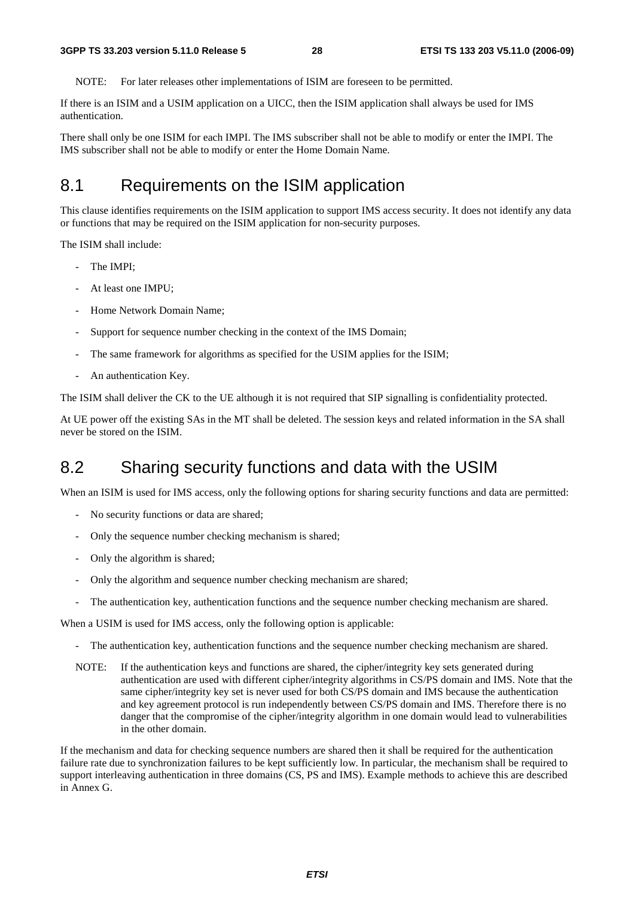NOTE: For later releases other implementations of ISIM are foreseen to be permitted.

If there is an ISIM and a USIM application on a UICC, then the ISIM application shall always be used for IMS authentication.

There shall only be one ISIM for each IMPI. The IMS subscriber shall not be able to modify or enter the IMPI. The IMS subscriber shall not be able to modify or enter the Home Domain Name.

## 8.1 Requirements on the ISIM application

This clause identifies requirements on the ISIM application to support IMS access security. It does not identify any data or functions that may be required on the ISIM application for non-security purposes.

The ISIM shall include:

- The IMPI;
- At least one IMPU;
- Home Network Domain Name;
- Support for sequence number checking in the context of the IMS Domain;
- The same framework for algorithms as specified for the USIM applies for the ISIM;
- An authentication Key.

The ISIM shall deliver the CK to the UE although it is not required that SIP signalling is confidentiality protected.

At UE power off the existing SAs in the MT shall be deleted. The session keys and related information in the SA shall never be stored on the ISIM.

## 8.2 Sharing security functions and data with the USIM

When an ISIM is used for IMS access, only the following options for sharing security functions and data are permitted:

- No security functions or data are shared;
- Only the sequence number checking mechanism is shared;
- Only the algorithm is shared;
- Only the algorithm and sequence number checking mechanism are shared;
- The authentication key, authentication functions and the sequence number checking mechanism are shared.

When a USIM is used for IMS access, only the following option is applicable:

- The authentication key, authentication functions and the sequence number checking mechanism are shared.

NOTE: If the authentication keys and functions are shared, the cipher/integrity key sets generated during authentication are used with different cipher/integrity algorithms in CS/PS domain and IMS. Note that the same cipher/integrity key set is never used for both CS/PS domain and IMS because the authentication and key agreement protocol is run independently between CS/PS domain and IMS. Therefore there is no danger that the compromise of the cipher/integrity algorithm in one domain would lead to vulnerabilities in the other domain.

If the mechanism and data for checking sequence numbers are shared then it shall be required for the authentication failure rate due to synchronization failures to be kept sufficiently low. In particular, the mechanism shall be required to support interleaving authentication in three domains (CS, PS and IMS). Example methods to achieve this are described in Annex G.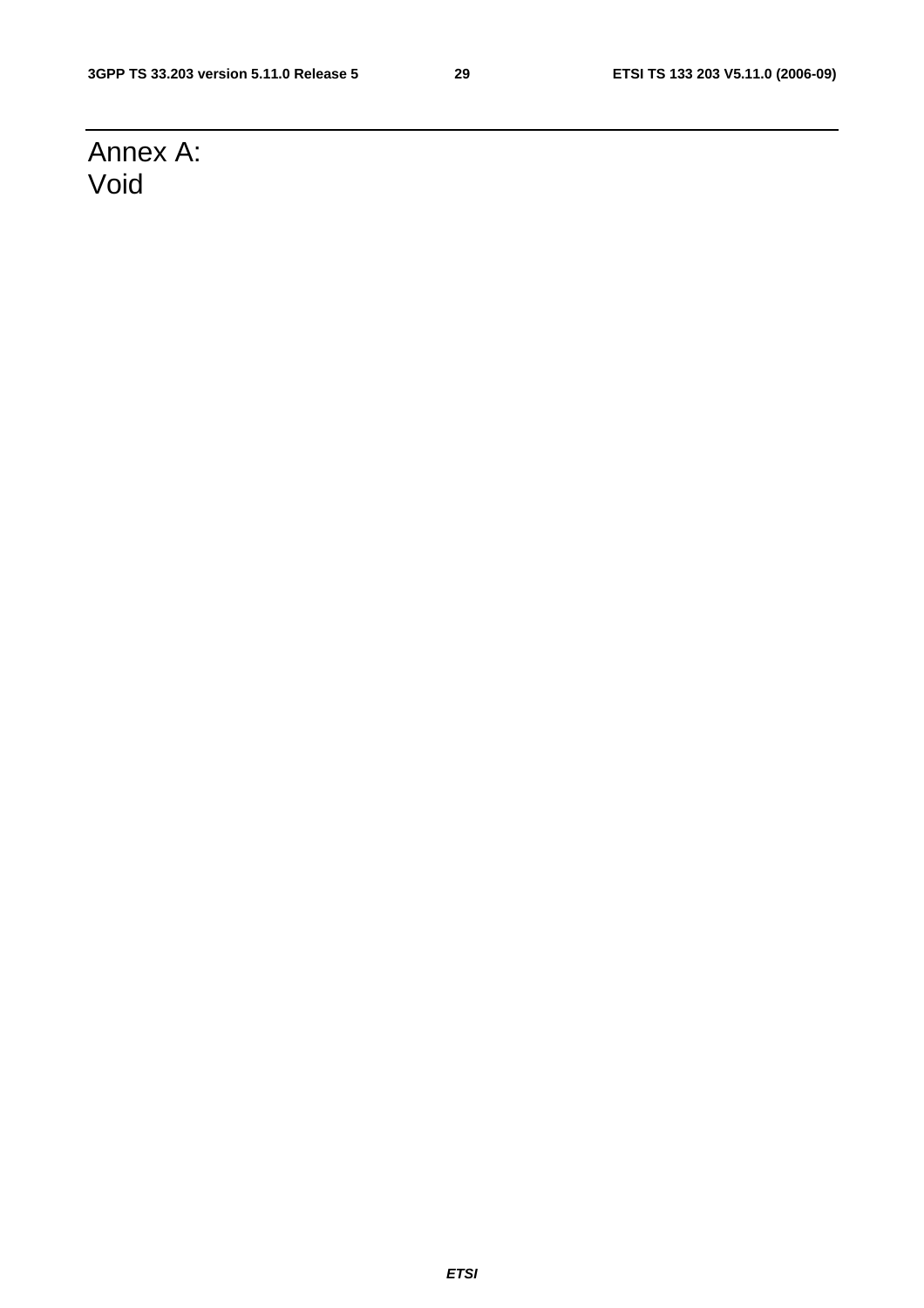# Annex A: Void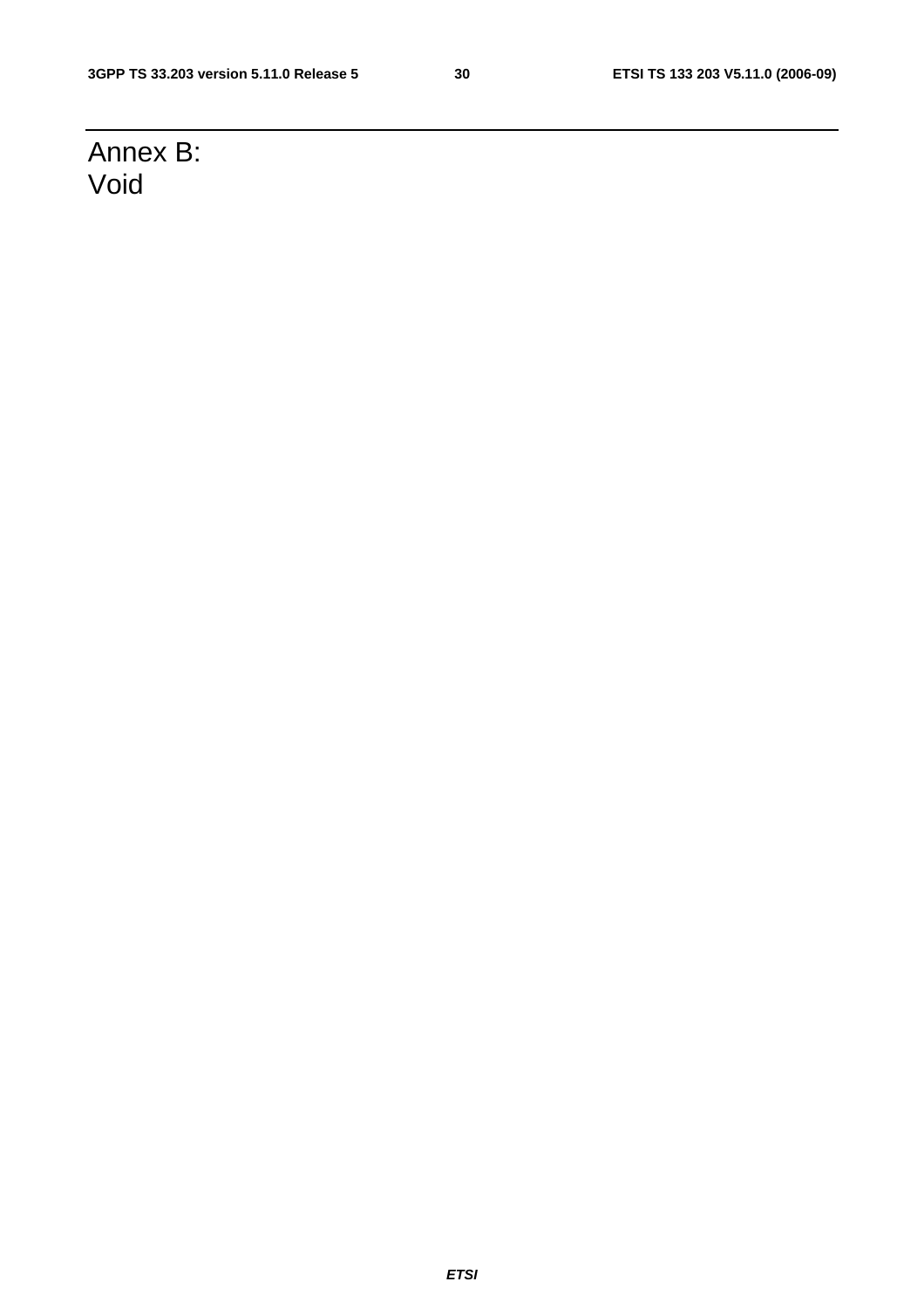# Annex B: Void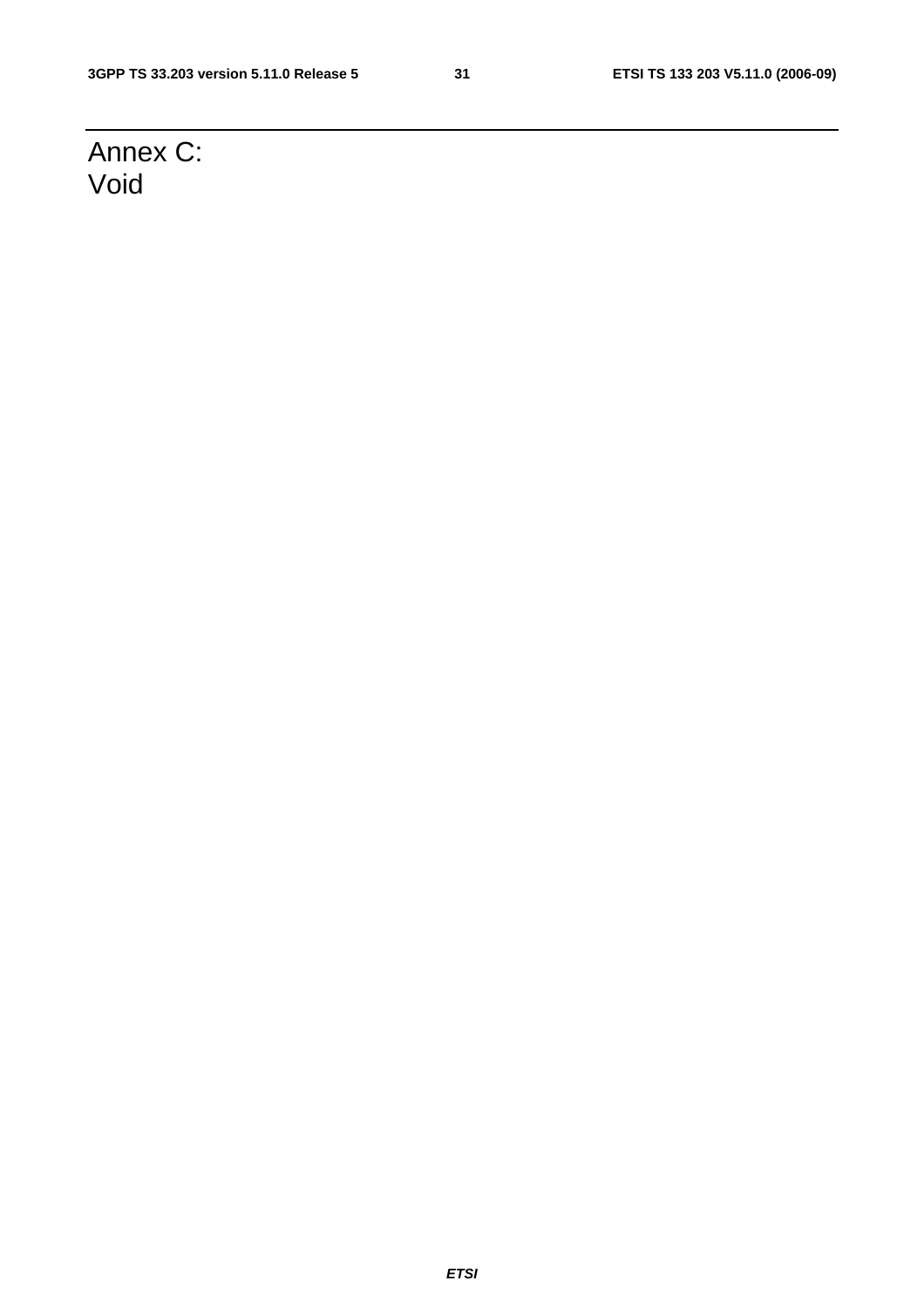# Annex C: Void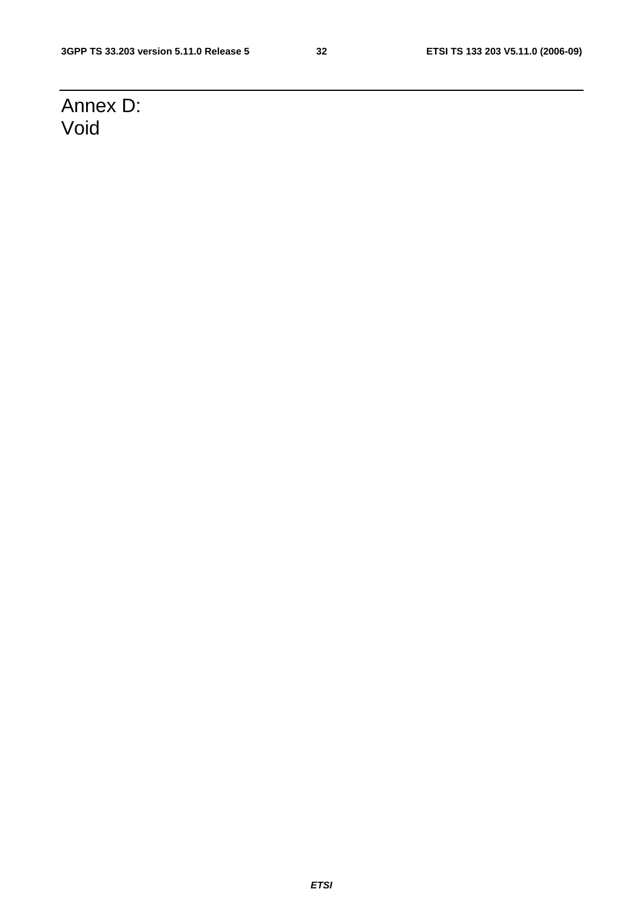# Annex D: Void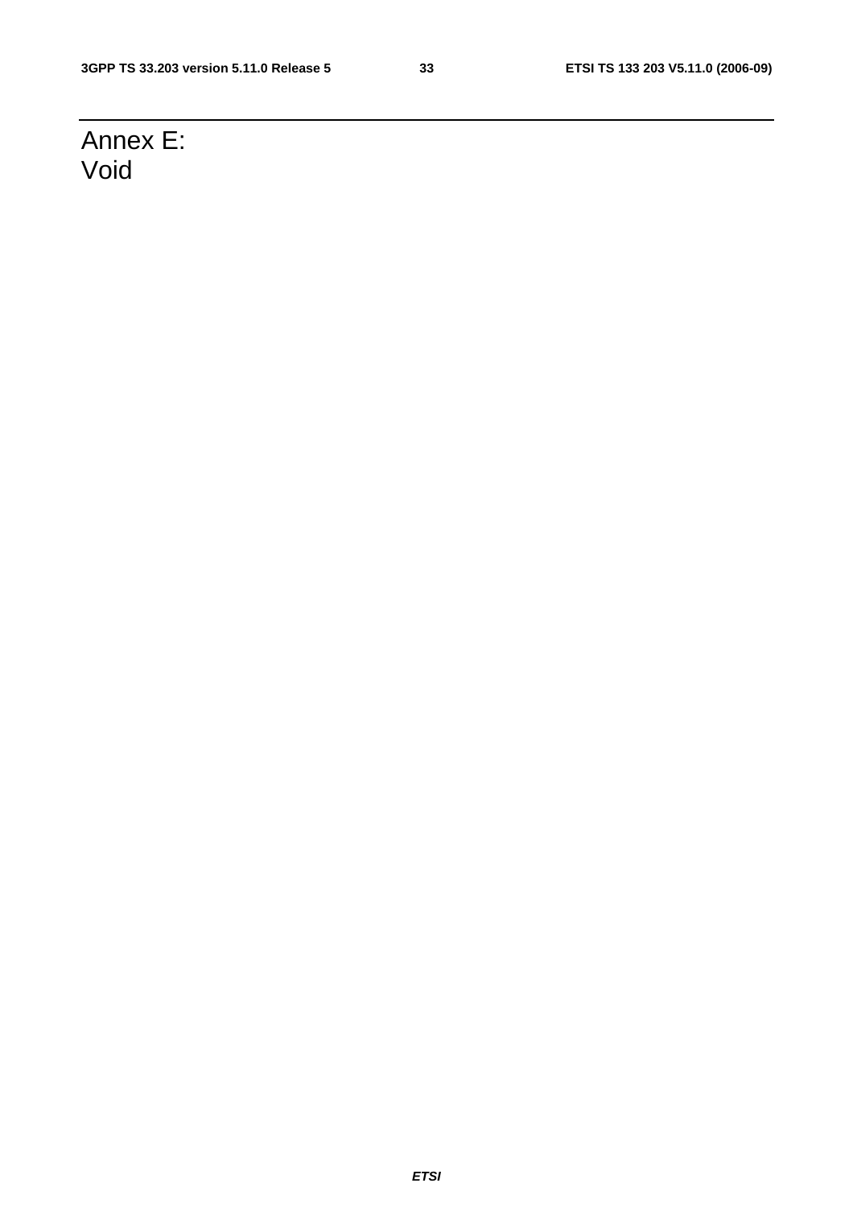# Annex E: Void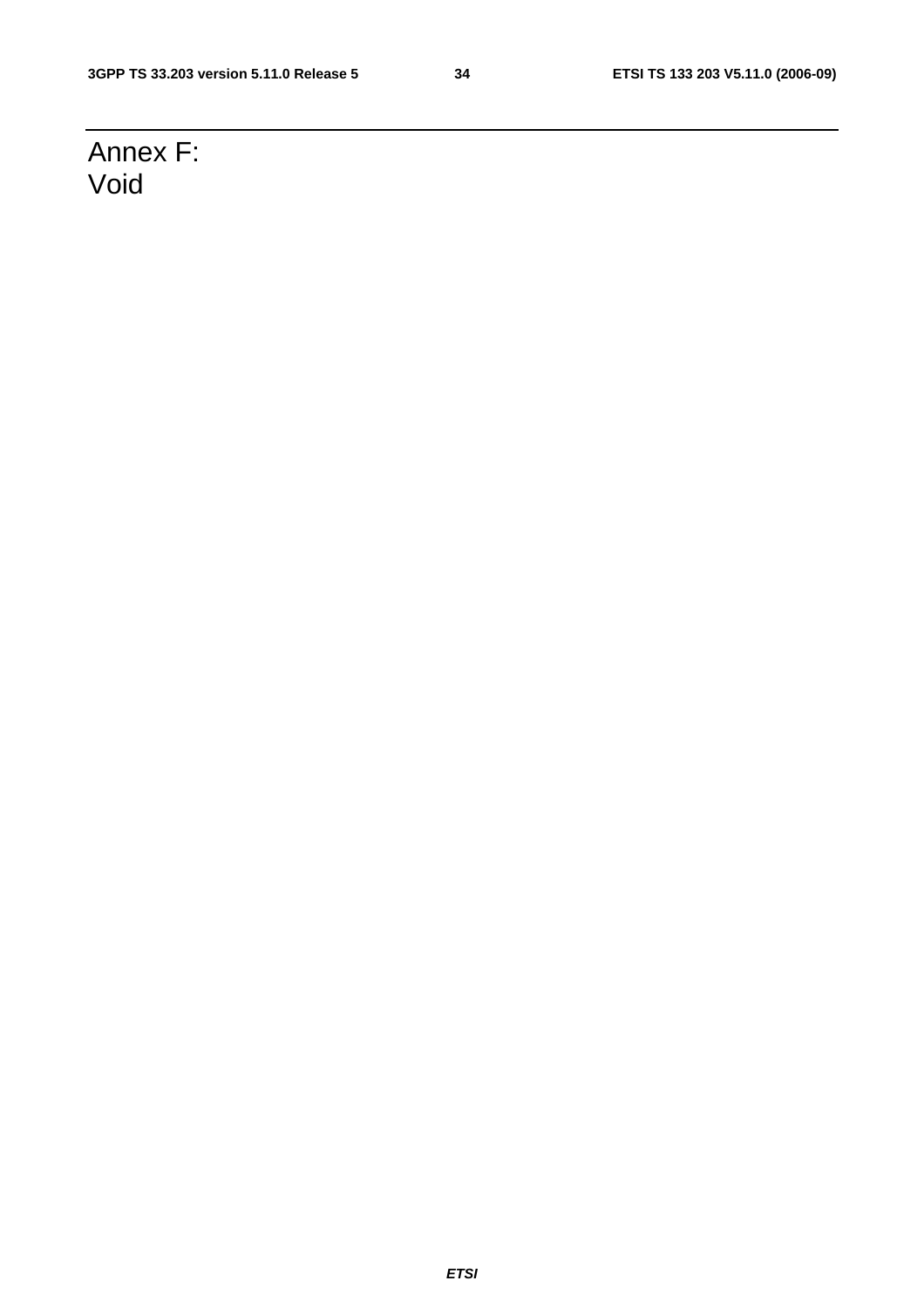# Annex F: Void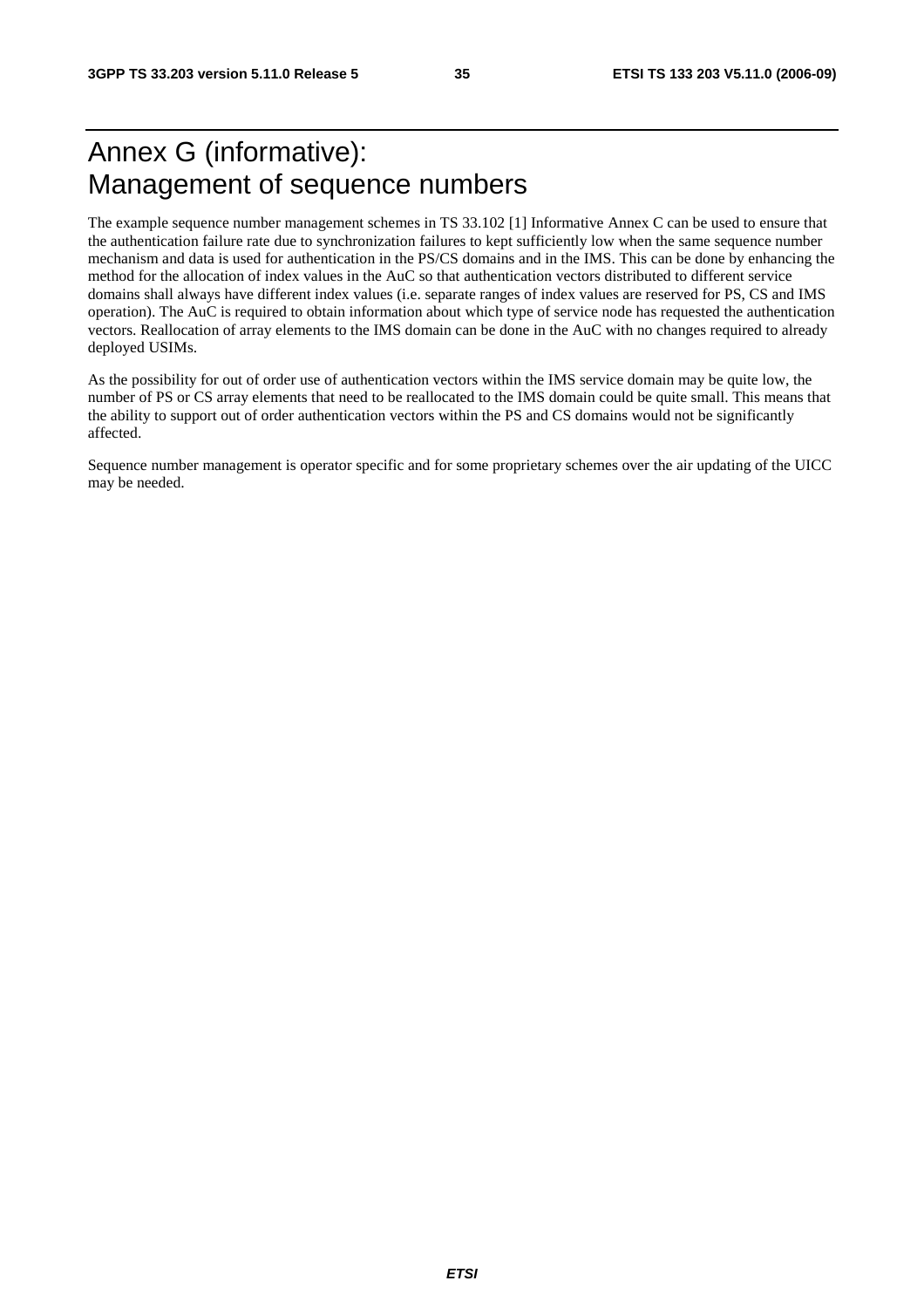# Annex G (informative): Management of sequence numbers

The example sequence number management schemes in TS 33.102 [1] Informative Annex C can be used to ensure that the authentication failure rate due to synchronization failures to kept sufficiently low when the same sequence number mechanism and data is used for authentication in the PS/CS domains and in the IMS. This can be done by enhancing the method for the allocation of index values in the AuC so that authentication vectors distributed to different service domains shall always have different index values (i.e. separate ranges of index values are reserved for PS, CS and IMS operation). The AuC is required to obtain information about which type of service node has requested the authentication vectors. Reallocation of array elements to the IMS domain can be done in the AuC with no changes required to already deployed USIMs.

As the possibility for out of order use of authentication vectors within the IMS service domain may be quite low, the number of PS or CS array elements that need to be reallocated to the IMS domain could be quite small. This means that the ability to support out of order authentication vectors within the PS and CS domains would not be significantly affected.

Sequence number management is operator specific and for some proprietary schemes over the air updating of the UICC may be needed.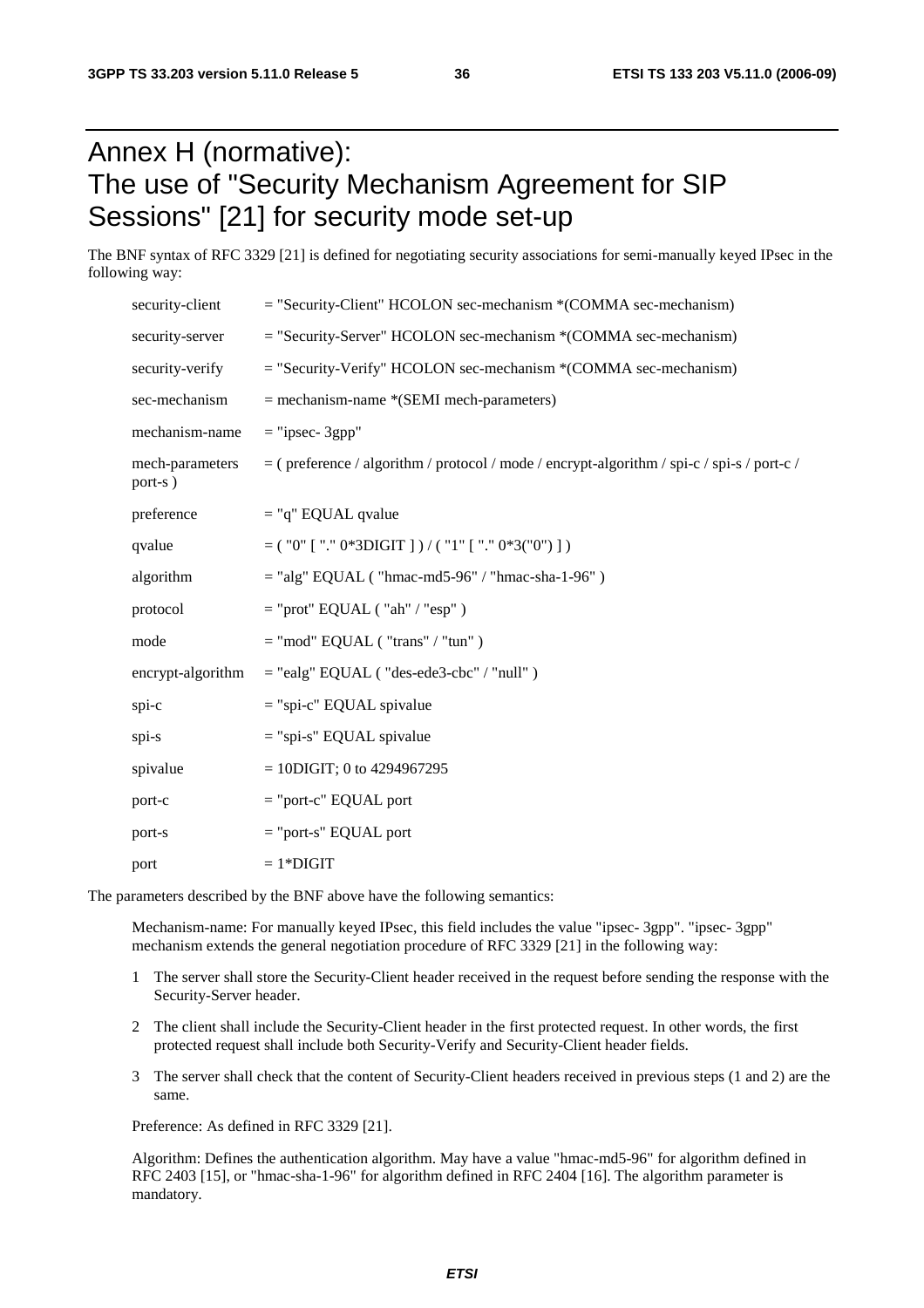# Annex H (normative): The use of "Security Mechanism Agreement for SIP Sessions" [21] for security mode set-up

The BNF syntax of RFC 3329 [21] is defined for negotiating security associations for semi-manually keyed IPsec in the following way:

```
security-client    = "Security-Client" HCOLON sec-mechanism *(COMMA sec-mechanism)
security-server    = "Security-Server" HCOLON sec-mechanism *(COMMA sec-mechanism)
security-verify    = "Security-Verify" HCOLON sec-mechanism *(COMMA sec-mechanism)
sec-mechanism      = mechanism-name *(SEMI mech-parameters)
mechanism-name     = "ipsec- 3gpp"
mech-parameters    = ( preference / algorithm / protocol / mode / encrypt-algorithm / spi-c / spi-s / port-c /
port-s )
preference         = "q" EQUAL qvalue
qvalue             = ( "0" [ "." 0*3DIGIT ] ) / ( "1" [ "." 0*3("0") ] )
algorithm          = "alg" EQUAL ( "hmac-md5-96" / "hmac-sha-1-96" )
protocol           = "prot" EQUAL ( "ah" / "esp" )
mode               = "mod" EQUAL ( "trans" / "tun" )
encrypt-algorithm  = "ealg" EQUAL ( "des-ede3-cbc" / "null" )
spi-c              = "spi-c" EQUAL spivalue
spi-s              = "spi-s" EQUAL spivalue
spivalue           = 10DIGIT; 0 to 4294967295
port-c             = "port-c" EQUAL port
port-s             = "port-s" EQUAL port
port               = 1*DIGIT
```

The parameters described by the BNF above have the following semantics:

Mechanism-name: For manually keyed IPsec, this field includes the value "ipsec- 3gpp". "ipsec- 3gpp" mechanism extends the general negotiation procedure of RFC 3329 [21] in the following way:

1 The server shall store the Security-Client header received in the request before sending the response with the Security-Server header.

2 The client shall include the Security-Client header in the first protected request. In other words, the first protected request shall include both Security-Verify and Security-Client header fields.

3 The server shall check that the content of Security-Client headers received in previous steps (1 and 2) are the same.

Preference: As defined in RFC 3329 [21].

Algorithm: Defines the authentication algorithm. May have a value "hmac-md5-96" for algorithm defined in RFC 2403 [15], or "hmac-sha-1-96" for algorithm defined in RFC 2404 [16]. The algorithm parameter is mandatory.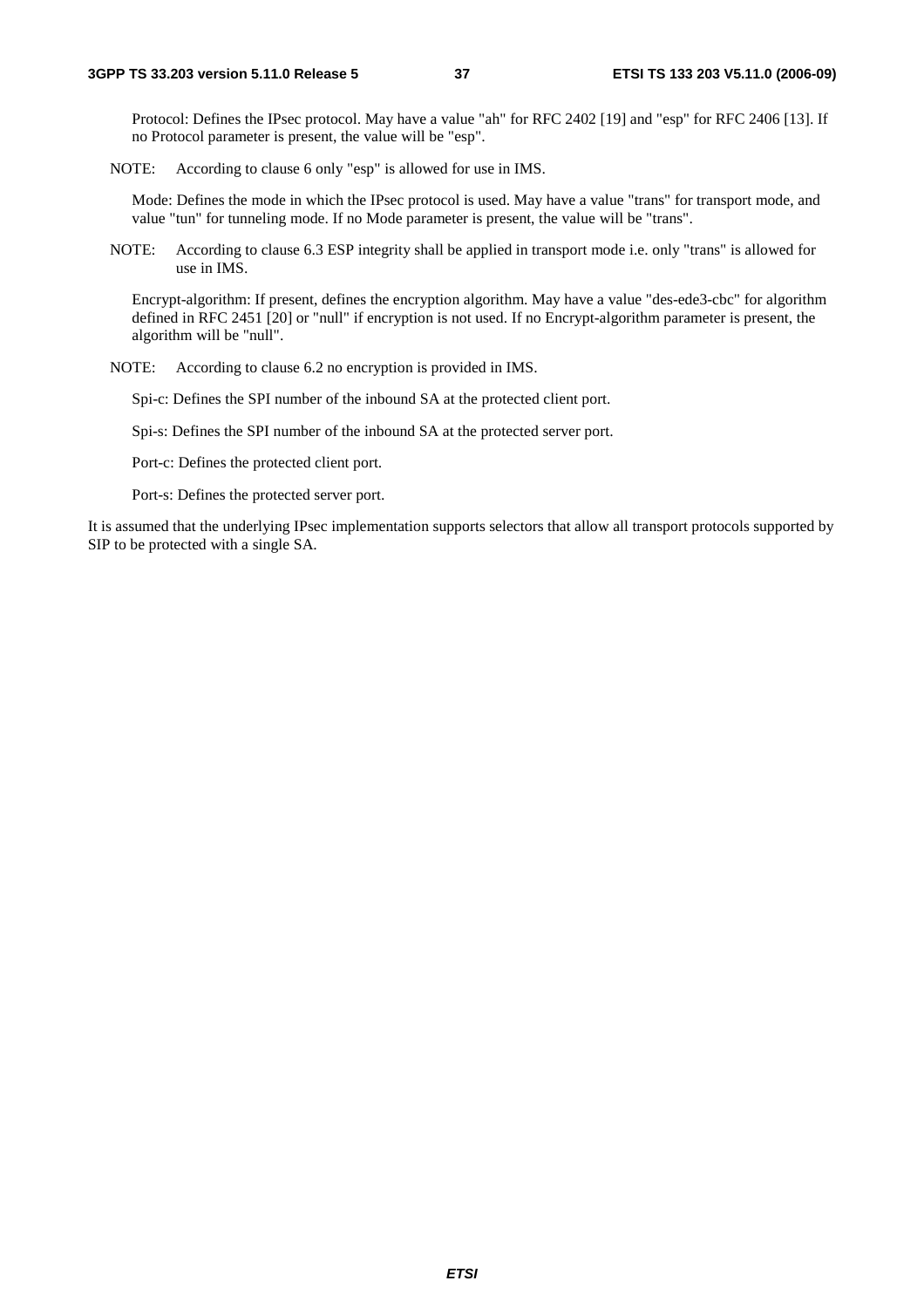Protocol: Defines the IPsec protocol. May have a value "ah" for RFC 2402 [19] and "esp" for RFC 2406 [13]. If no Protocol parameter is present, the value will be "esp".

NOTE: According to clause 6 only "esp" is allowed for use in IMS.

Mode: Defines the mode in which the IPsec protocol is used. May have a value "trans" for transport mode, and value "tun" for tunneling mode. If no Mode parameter is present, the value will be "trans".

NOTE: According to clause 6.3 ESP integrity shall be applied in transport mode i.e. only "trans" is allowed for use in IMS.

Encrypt-algorithm: If present, defines the encryption algorithm. May have a value "des-ede3-cbc" for algorithm defined in RFC 2451 [20] or "null" if encryption is not used. If no Encrypt-algorithm parameter is present, the algorithm will be "null".

NOTE: According to clause 6.2 no encryption is provided in IMS.

Spi-c: Defines the SPI number of the inbound SA at the protected client port.

Spi-s: Defines the SPI number of the inbound SA at the protected server port.

Port-c: Defines the protected client port.

Port-s: Defines the protected server port.

It is assumed that the underlying IPsec implementation supports selectors that allow all transport protocols supported by SIP to be protected with a single SA.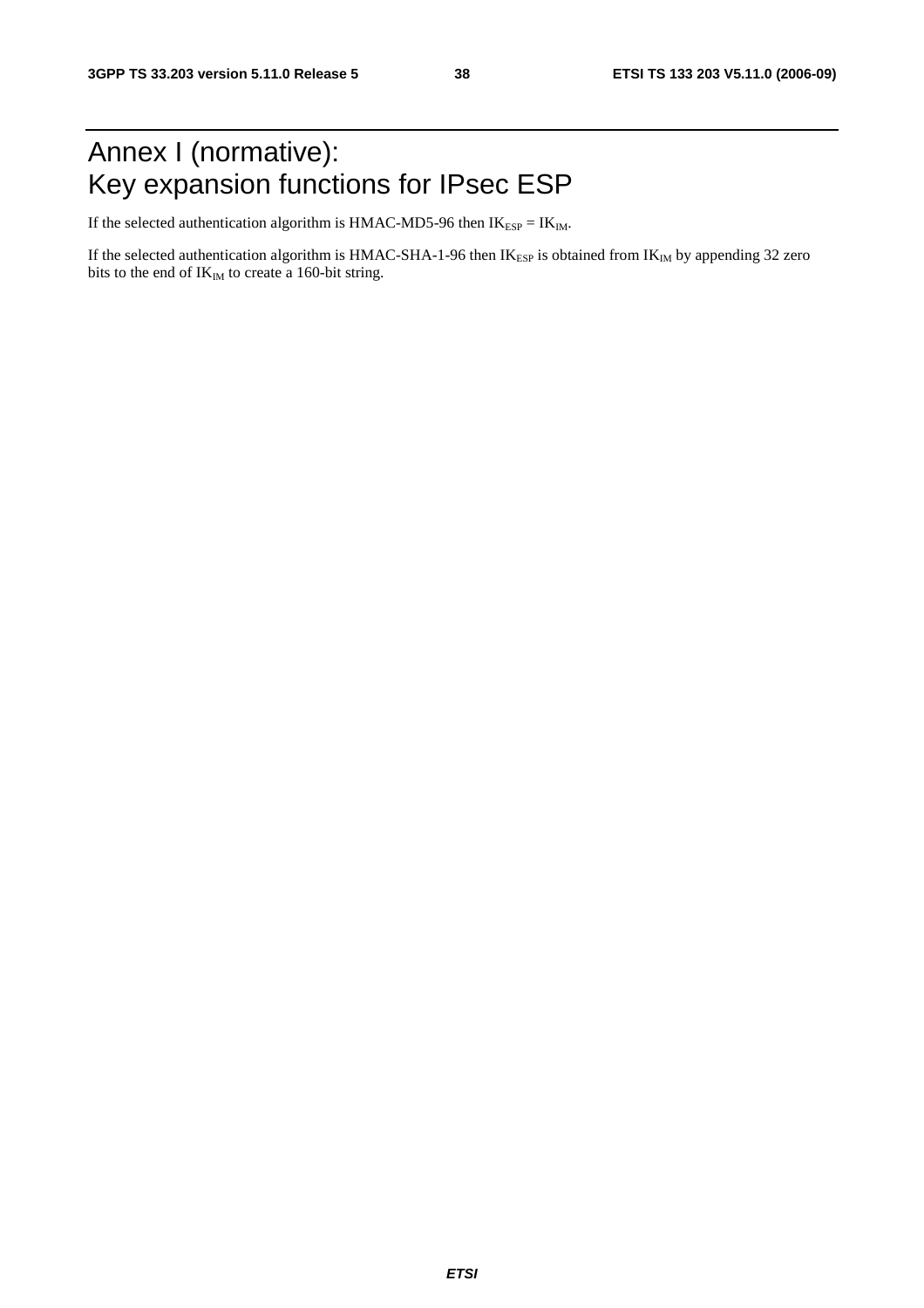# Annex I (normative): Key expansion functions for IPsec ESP

If the selected authentication algorithm is HMAC-MD5-96 then $IK_{ESP} = IK_{IM}$.

If the selected authentication algorithm is HMAC-SHA-1-96 then $IK_{ESP}$ is obtained from $IK_{IM}$ by appending 32 zero bits to the end of $IK_{IM}$ to create a 160-bit string.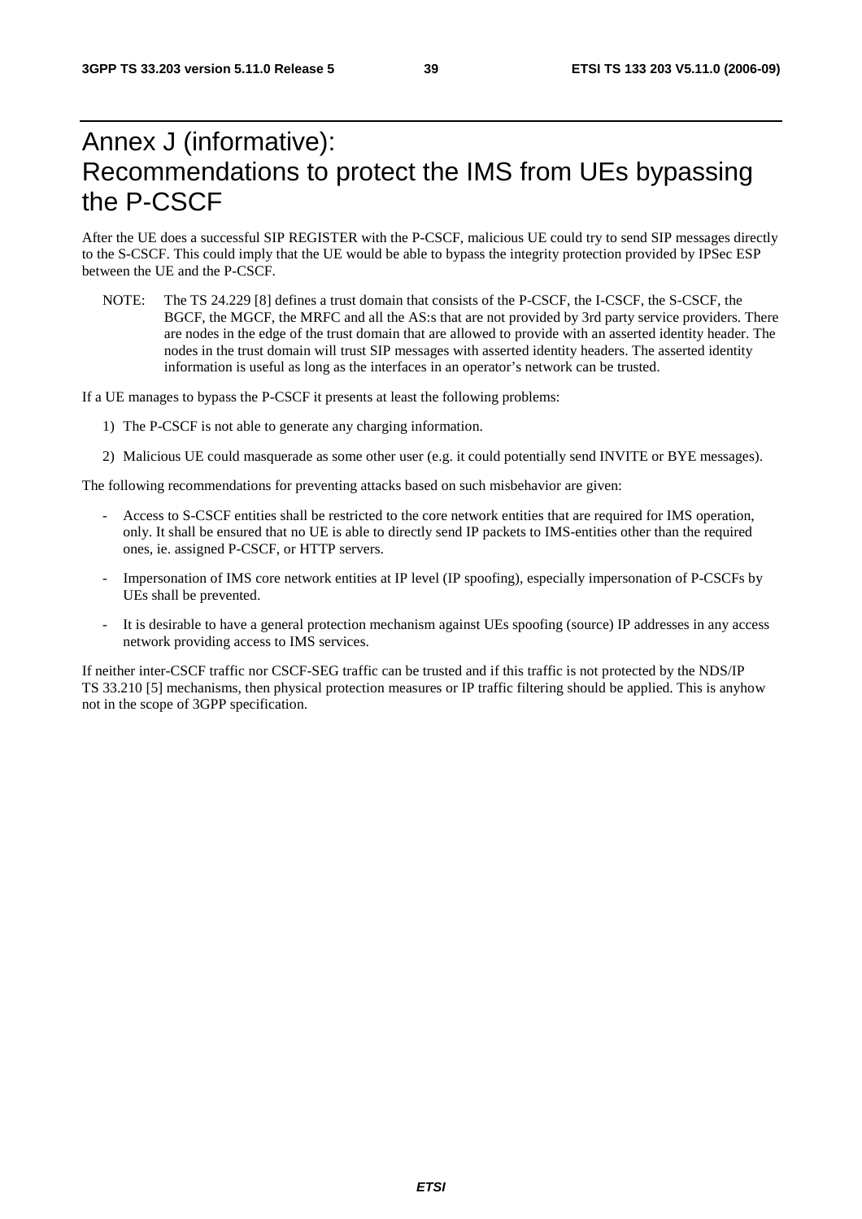# Annex J (informative): Recommendations to protect the IMS from UEs bypassing the P-CSCF

After the UE does a successful SIP REGISTER with the P-CSCF, malicious UE could try to send SIP messages directly to the S-CSCF. This could imply that the UE would be able to bypass the integrity protection provided by IPSec ESP between the UE and the P-CSCF.

NOTE: The TS 24.229 [8] defines a trust domain that consists of the P-CSCF, the I-CSCF, the S-CSCF, the BGCF, the MGCF, the MRFC and all the AS:s that are not provided by 3rd party service providers. There are nodes in the edge of the trust domain that are allowed to provide with an asserted identity header. The nodes in the trust domain will trust SIP messages with asserted identity headers. The asserted identity information is useful as long as the interfaces in an operator's network can be trusted.

If a UE manages to bypass the P-CSCF it presents at least the following problems:

1) The P-CSCF is not able to generate any charging information.

2) Malicious UE could masquerade as some other user (e.g. it could potentially send INVITE or BYE messages).

The following recommendations for preventing attacks based on such misbehavior are given:

- Access to S-CSCF entities shall be restricted to the core network entities that are required for IMS operation, only. It shall be ensured that no UE is able to directly send IP packets to IMS-entities other than the required ones, ie. assigned P-CSCF, or HTTP servers.
- Impersonation of IMS core network entities at IP level (IP spoofing), especially impersonation of P-CSCFs by UEs shall be prevented.
- It is desirable to have a general protection mechanism against UEs spoofing (source) IP addresses in any access network providing access to IMS services.

If neither inter-CSCF traffic nor CSCF-SEG traffic can be trusted and if this traffic is not protected by the NDS/IP TS 33.210 [5] mechanisms, then physical protection measures or IP traffic filtering should be applied. This is anyhow not in the scope of 3GPP specification.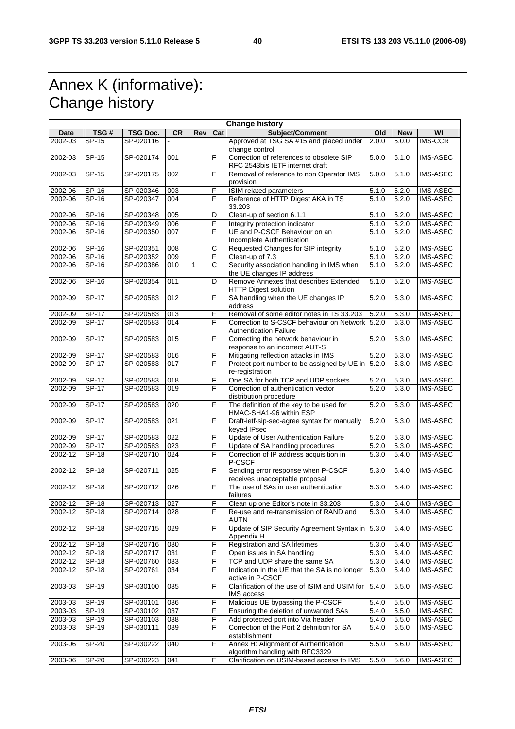# Annex K (informative): Change history

| Change history | | | | | | | | | |
|---|---|---|---|---|---|---|---|---|---|
| **Date** | **TSG #** | **TSG Doc.** | **CR** | **Rev** | **Cat** | **Subject/Comment** | **Old** | **New** | **WI** |
| 2002-03 | SP-15 | SP-020116 | - | | | Approved at TSG SA #15 and placed under change control | 2.0.0 | 5.0.0 | IMS-CCR |
| 2002-03 | SP-15 | SP-020174 | 001 | | F | Correction of references to obsolete SIP RFC 2543bis IETF internet draft | 5.0.0 | 5.1.0 | IMS-ASEC |
| 2002-03 | SP-15 | SP-020175 | 002 | | F | Removal of reference to non Operator IMS provision | 5.0.0 | 5.1.0 | IMS-ASEC |
| 2002-06 | SP-16 | SP-020346 | 003 | | F | ISIM related parameters | 5.1.0 | 5.2.0 | IMS-ASEC |
| 2002-06 | SP-16 | SP-020347 | 004 | | F | Reference of HTTP Digest AKA in TS 33.203 | 5.1.0 | 5.2.0 | IMS-ASEC |
| 2002-06 | SP-16 | SP-020348 | 005 | | D | Clean-up of section 6.1.1 | 5.1.0 | 5.2.0 | IMS-ASEC |
| 2002-06 | SP-16 | SP-020349 | 006 | | F | Integrity protection indicator | 5.1.0 | 5.2.0 | IMS-ASEC |
| 2002-06 | SP-16 | SP-020350 | 007 | | F | UE and P-CSCF Behaviour on an Incomplete Authentication | 5.1.0 | 5.2.0 | IMS-ASEC |
| 2002-06 | SP-16 | SP-020351 | 008 | | C | Requested Changes for SIP integrity | 5.1.0 | 5.2.0 | IMS-ASEC |
| 2002-06 | SP-16 | SP-020352 | 009 | | F | Clean-up of 7.3 | 5.1.0 | 5.2.0 | IMS-ASEC |
| 2002-06 | SP-16 | SP-020386 | 010 | 1 | C | Security association handling in IMS when the UE changes IP address | 5.1.0 | 5.2.0 | IMS-ASEC |
| 2002-06 | SP-16 | SP-020354 | 011 | | D | Remove Annexes that describes Extended HTTP Digest solution | 5.1.0 | 5.2.0 | IMS-ASEC |
| 2002-09 | SP-17 | SP-020583 | 012 | | F | SA handling when the UE changes IP address | 5.2.0 | 5.3.0 | IMS-ASEC |
| 2002-09 | SP-17 | SP-020583 | 013 | | F | Removal of some editor notes in TS 33.203 | 5.2.0 | 5.3.0 | IMS-ASEC |
| 2002-09 | SP-17 | SP-020583 | 014 | | F | Correction to S-CSCF behaviour on Network Authentication Failure | 5.2.0 | 5.3.0 | IMS-ASEC |
| 2002-09 | SP-17 | SP-020583 | 015 | | F | Correcting the network behaviour in response to an incorrect AUT-S | 5.2.0 | 5.3.0 | IMS-ASEC |
| 2002-09 | SP-17 | SP-020583 | 016 | | F | Mitigating reflection attacks in IMS | 5.2.0 | 5.3.0 | IMS-ASEC |
| 2002-09 | SP-17 | SP-020583 | 017 | | F | Protect port number to be assigned by UE in re-registration | 5.2.0 | 5.3.0 | IMS-ASEC |
| 2002-09 | SP-17 | SP-020583 | 018 | | F | One SA for both TCP and UDP sockets | 5.2.0 | 5.3.0 | IMS-ASEC |
| 2002-09 | SP-17 | SP-020583 | 019 | | F | Correction of authentication vector distribution procedure | 5.2.0 | 5.3.0 | IMS-ASEC |
| 2002-09 | SP-17 | SP-020583 | 020 | | F | The definition of the key to be used for HMAC-SHA1-96 within ESP | 5.2.0 | 5.3.0 | IMS-ASEC |
| 2002-09 | SP-17 | SP-020583 | 021 | | F | Draft-ietf-sip-sec-agree syntax for manually keyed IPsec | 5.2.0 | 5.3.0 | IMS-ASEC |
| 2002-09 | SP-17 | SP-020583 | 022 | | F | Update of User Authentication Failure | 5.2.0 | 5.3.0 | IMS-ASEC |
| 2002-09 | SP-17 | SP-020583 | 023 | | F | Update of SA handling procedures | 5.2.0 | 5.3.0 | IMS-ASEC |
| 2002-12 | SP-18 | SP-020710 | 024 | | F | Correction of IP address acquisition in P-CSCF | 5.3.0 | 5.4.0 | IMS-ASEC |
| 2002-12 | SP-18 | SP-020711 | 025 | | F | Sending error response when P-CSCF receives unacceptable proposal | 5.3.0 | 5.4.0 | IMS-ASEC |
| 2002-12 | SP-18 | SP-020712 | 026 | | F | The use of SAs in user authentication failures | 5.3.0 | 5.4.0 | IMS-ASEC |
| 2002-12 | SP-18 | SP-020713 | 027 | | F | Clean up one Editor's note in 33.203 | 5.3.0 | 5.4.0 | IMS-ASEC |
| 2002-12 | SP-18 | SP-020714 | 028 | | F | Re-use and re-transmission of RAND and AUTN | 5.3.0 | 5.4.0 | IMS-ASEC |
| 2002-12 | SP-18 | SP-020715 | 029 | | F | Update of SIP Security Agreement Syntax in Appendix H | 5.3.0 | 5.4.0 | IMS-ASEC |
| 2002-12 | SP-18 | SP-020716 | 030 | | F | Registration and SA lifetimes | 5.3.0 | 5.4.0 | IMS-ASEC |
| 2002-12 | SP-18 | SP-020717 | 031 | | F | Open issues in SA handling | 5.3.0 | 5.4.0 | IMS-ASEC |
| 2002-12 | SP-18 | SP-020760 | 033 | | F | TCP and UDP share the same SA | 5.3.0 | 5.4.0 | IMS-ASEC |
| 2002-12 | SP-18 | SP-020761 | 034 | | F | Indication in the UE that the SA is no longer active in P-CSCF | 5.3.0 | 5.4.0 | IMS-ASEC |
| 2003-03 | SP-19 | SP-030100 | 035 | | F | Clarification of the use of ISIM and USIM for IMS access | 5.4.0 | 5.5.0 | IMS-ASEC |
| 2003-03 | SP-19 | SP-030101 | 036 | | F | Malicious UE bypassing the P-CSCF | 5.4.0 | 5.5.0 | IMS-ASEC |
| 2003-03 | SP-19 | SP-030102 | 037 | | F | Ensuring the deletion of unwanted SAs | 5.4.0 | 5.5.0 | IMS-ASEC |
| 2003-03 | SP-19 | SP-030103 | 038 | | F | Add protected port into Via header | 5.4.0 | 5.5.0 | IMS-ASEC |
| 2003-03 | SP-19 | SP-030111 | 039 | | F | Correction of the Port 2 definition for SA establishment | 5.4.0 | 5.5.0 | IMS-ASEC |
| 2003-06 | SP-20 | SP-030222 | 040 | | F | Annex H: Alignment of Authentication algorithm handling with RFC3329 | 5.5.0 | 5.6.0 | IMS-ASEC |
| 2003-06 | SP-20 | SP-030223 | 041 | | F | Clarification on USIM-based access to IMS | 5.5.0 | 5.6.0 | IMS-ASEC |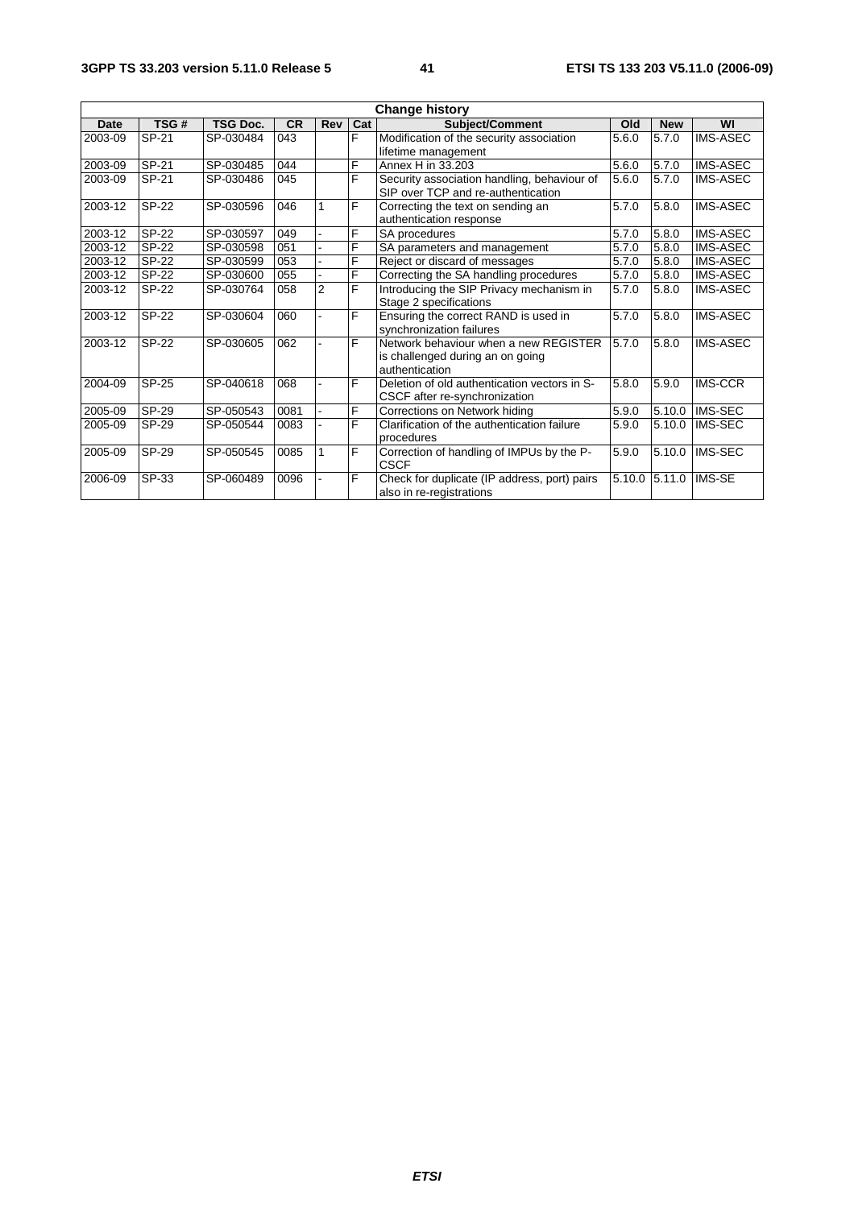| Change history | | | | | | | | | |
|---|---|---|---|---|---|---|---|---|---|
| **Date** | **TSG #** | **TSG Doc.** | **CR** | **Rev** | **Cat** | **Subject/Comment** | **Old** | **New** | **WI** |
| 2003-09 | SP-21 | SP-030484 | 043 | | F | Modification of the security association lifetime management | 5.6.0 | 5.7.0 | IMS-ASEC |
| 2003-09 | SP-21 | SP-030485 | 044 | | F | Annex H in 33.203 | 5.6.0 | 5.7.0 | IMS-ASEC |
| 2003-09 | SP-21 | SP-030486 | 045 | | F | Security association handling, behaviour of SIP over TCP and re-authentication | 5.6.0 | 5.7.0 | IMS-ASEC |
| 2003-12 | SP-22 | SP-030596 | 046 | 1 | F | Correcting the text on sending an authentication response | 5.7.0 | 5.8.0 | IMS-ASEC |
| 2003-12 | SP-22 | SP-030597 | 049 | - | F | SA procedures | 5.7.0 | 5.8.0 | IMS-ASEC |
| 2003-12 | SP-22 | SP-030598 | 051 | - | F | SA parameters and management | 5.7.0 | 5.8.0 | IMS-ASEC |
| 2003-12 | SP-22 | SP-030599 | 053 | - | F | Reject or discard of messages | 5.7.0 | 5.8.0 | IMS-ASEC |
| 2003-12 | SP-22 | SP-030600 | 055 | - | F | Correcting the SA handling procedures | 5.7.0 | 5.8.0 | IMS-ASEC |
| 2003-12 | SP-22 | SP-030764 | 058 | 2 | F | Introducing the SIP Privacy mechanism in Stage 2 specifications | 5.7.0 | 5.8.0 | IMS-ASEC |
| 2003-12 | SP-22 | SP-030604 | 060 | - | F | Ensuring the correct RAND is used in synchronization failures | 5.7.0 | 5.8.0 | IMS-ASEC |
| 2003-12 | SP-22 | SP-030605 | 062 | - | F | Network behaviour when a new REGISTER is challenged during an on going authentication | 5.7.0 | 5.8.0 | IMS-ASEC |
| 2004-09 | SP-25 | SP-040618 | 068 | - | F | Deletion of old authentication vectors in S-CSCF after re-synchronization | 5.8.0 | 5.9.0 | IMS-CCR |
| 2005-09 | SP-29 | SP-050543 | 0081 | - | F | Corrections on Network hiding | 5.9.0 | 5.10.0 | IMS-SEC |
| 2005-09 | SP-29 | SP-050544 | 0083 | - | F | Clarification of the authentication failure procedures | 5.9.0 | 5.10.0 | IMS-SEC |
| 2005-09 | SP-29 | SP-050545 | 0085 | 1 | F | Correction of handling of IMPUs by the P-CSCF | 5.9.0 | 5.10.0 | IMS-SEC |
| 2006-09 | SP-33 | SP-060489 | 0096 | - | F | Check for duplicate (IP address, port) pairs also in re-registrations | 5.10.0 | 5.11.0 | IMS-SE |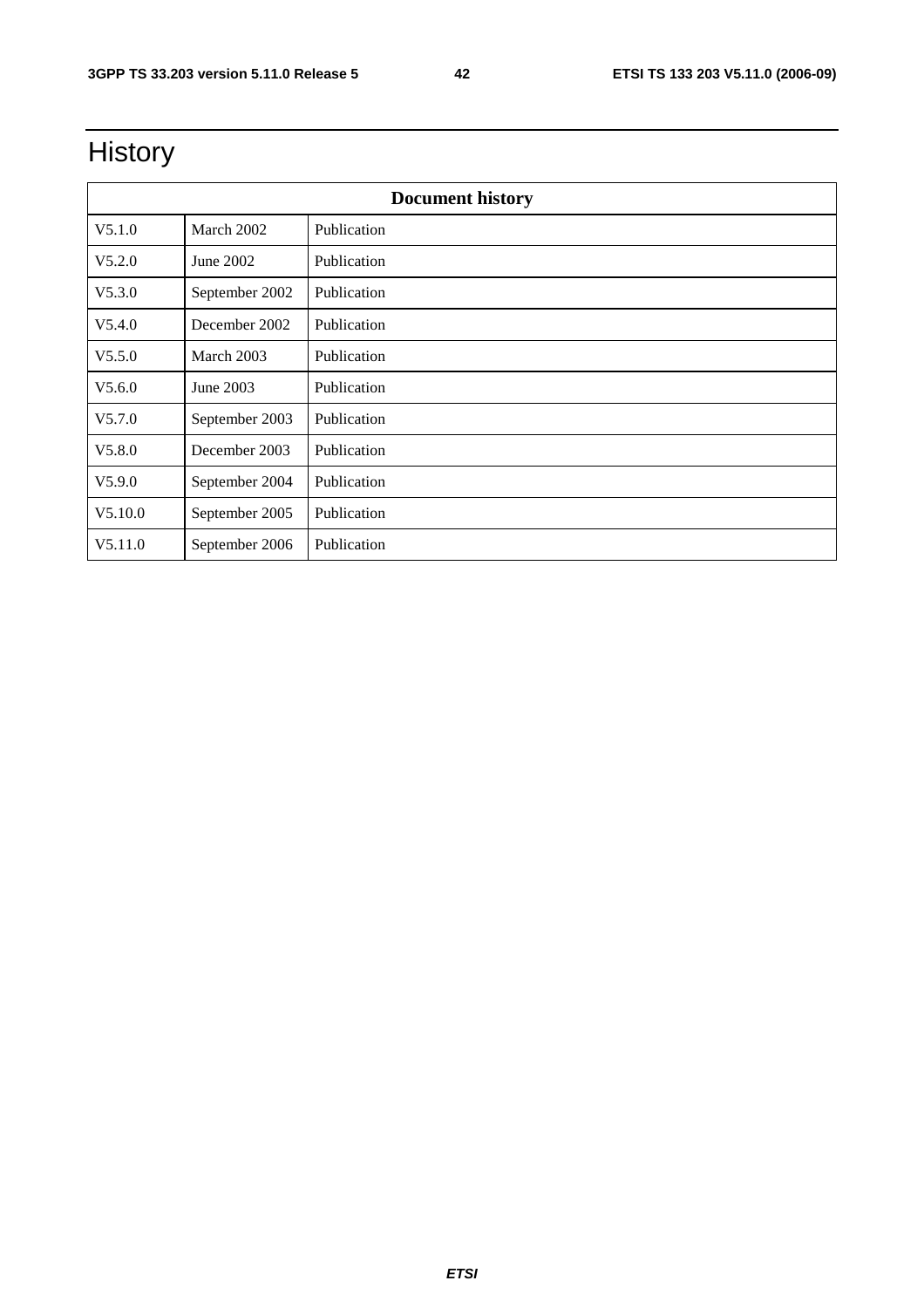# History

| Document history | | |
|---|---|---|
| V5.1.0 | March 2002 | Publication |
| V5.2.0 | June 2002 | Publication |
| V5.3.0 | September 2002 | Publication |
| V5.4.0 | December 2002 | Publication |
| V5.5.0 | March 2003 | Publication |
| V5.6.0 | June 2003 | Publication |
| V5.7.0 | September 2003 | Publication |
| V5.8.0 | December 2003 | Publication |
| V5.9.0 | September 2004 | Publication |
| V5.10.0 | September 2005 | Publication |
| V5.11.0 | September 2006 | Publication |